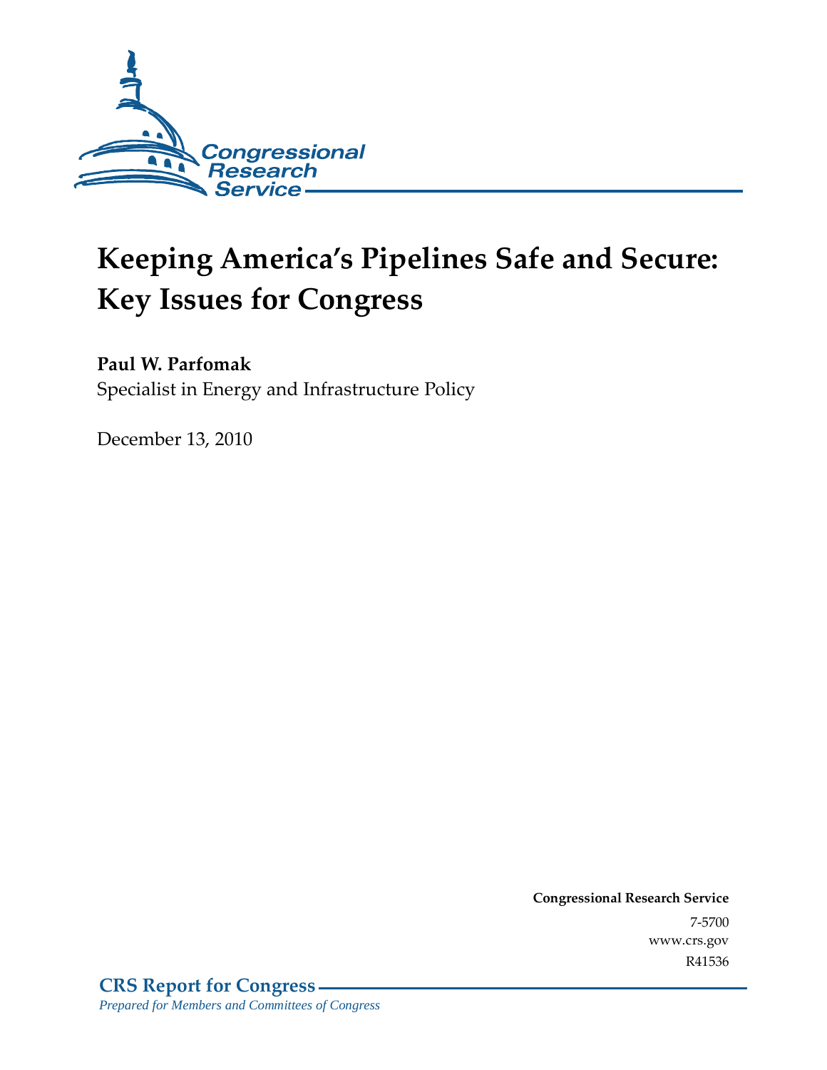Congressional Research Service

# Keeping America's Pipelines Safe and Secure: Key Issues for Congress

**Paul W. Parfomak**
Specialist in Energy and Infrastructure Policy

December 13, 2010

**Congressional Research Service**
7-5700
www.crs.gov
R41536

**CRS Report for Congress**
*Prepared for Members and Committees of Congress*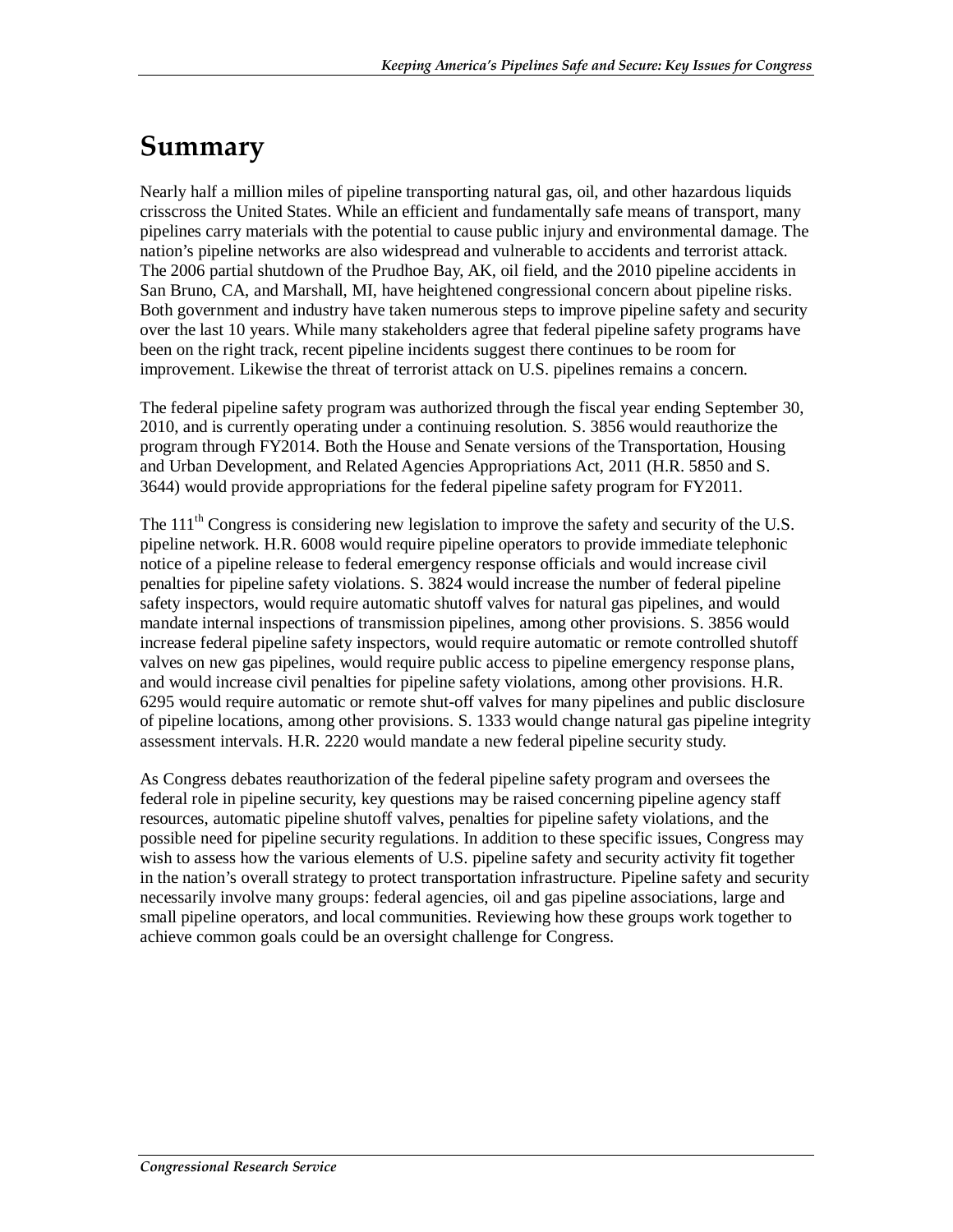# Summary

Nearly half a million miles of pipeline transporting natural gas, oil, and other hazardous liquids crisscross the United States. While an efficient and fundamentally safe means of transport, many pipelines carry materials with the potential to cause public injury and environmental damage. The nation's pipeline networks are also widespread and vulnerable to accidents and terrorist attack. The 2006 partial shutdown of the Prudhoe Bay, AK, oil field, and the 2010 pipeline accidents in San Bruno, CA, and Marshall, MI, have heightened congressional concern about pipeline risks. Both government and industry have taken numerous steps to improve pipeline safety and security over the last 10 years. While many stakeholders agree that federal pipeline safety programs have been on the right track, recent pipeline incidents suggest there continues to be room for improvement. Likewise the threat of terrorist attack on U.S. pipelines remains a concern.

The federal pipeline safety program was authorized through the fiscal year ending September 30, 2010, and is currently operating under a continuing resolution. S. 3856 would reauthorize the program through FY2014. Both the House and Senate versions of the Transportation, Housing and Urban Development, and Related Agencies Appropriations Act, 2011 (H.R. 5850 and S. 3644) would provide appropriations for the federal pipeline safety program for FY2011.

The 111th Congress is considering new legislation to improve the safety and security of the U.S. pipeline network. H.R. 6008 would require pipeline operators to provide immediate telephonic notice of a pipeline release to federal emergency response officials and would increase civil penalties for pipeline safety violations. S. 3824 would increase the number of federal pipeline safety inspectors, would require automatic shutoff valves for natural gas pipelines, and would mandate internal inspections of transmission pipelines, among other provisions. S. 3856 would increase federal pipeline safety inspectors, would require automatic or remote controlled shutoff valves on new gas pipelines, would require public access to pipeline emergency response plans, and would increase civil penalties for pipeline safety violations, among other provisions. H.R. 6295 would require automatic or remote shut-off valves for many pipelines and public disclosure of pipeline locations, among other provisions. S. 1333 would change natural gas pipeline integrity assessment intervals. H.R. 2220 would mandate a new federal pipeline security study.

As Congress debates reauthorization of the federal pipeline safety program and oversees the federal role in pipeline security, key questions may be raised concerning pipeline agency staff resources, automatic pipeline shutoff valves, penalties for pipeline safety violations, and the possible need for pipeline security regulations. In addition to these specific issues, Congress may wish to assess how the various elements of U.S. pipeline safety and security activity fit together in the nation's overall strategy to protect transportation infrastructure. Pipeline safety and security necessarily involve many groups: federal agencies, oil and gas pipeline associations, large and small pipeline operators, and local communities. Reviewing how these groups work together to achieve common goals could be an oversight challenge for Congress.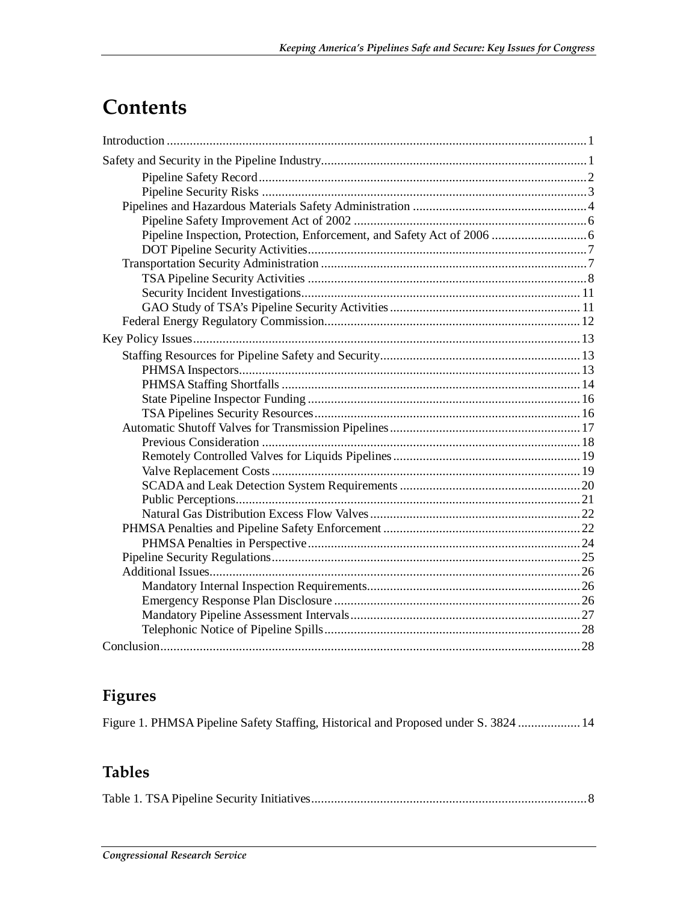# Contents

Introduction ........................................................................................................................ 1

Safety and Security in the Pipeline Industry................................................................................ 1

- Pipeline Safety Record ................................................................................................... 2
- Pipeline Security Risks .................................................................................................. 3

Pipelines and Hazardous Materials Safety Administration ..................................................... 4

- Pipeline Safety Improvement Act of 2002 ...................................................................... 6
- Pipeline Inspection, Protection, Enforcement, and Safety Act of 2006 ............................ 6
- DOT Pipeline Security Activities .................................................................................... 7

Transportation Security Administration ................................................................................. 7

- TSA Pipeline Security Activities .................................................................................... 8
- Security Incident Investigations.................................................................................... 11
- GAO Study of TSA's Pipeline Security Activities.......................................................... 11

Federal Energy Regulatory Commission............................................................................. 12

Key Policy Issues ..................................................................................................................... 13

Staffing Resources for Pipeline Safety and Security............................................................ 13

- PHMSA Inspectors........................................................................................................ 13
- PHMSA Staffing Shortfalls ........................................................................................... 14
- State Pipeline Inspector Funding ................................................................................... 16
- TSA Pipelines Security Resources ................................................................................. 16

Automatic Shutoff Valves for Transmission Pipelines.......................................................... 17

- Previous Consideration ................................................................................................. 18
- Remotely Controlled Valves for Liquids Pipelines ......................................................... 19
- Valve Replacement Costs .............................................................................................. 19
- SCADA and Leak Detection System Requirements ....................................................... 20
- Public Perceptions......................................................................................................... 21
- Natural Gas Distribution Excess Flow Valves ................................................................ 22

PHMSA Penalties and Pipeline Safety Enforcement ............................................................ 22

- PHMSA Penalties in Perspective ................................................................................... 24

Pipeline Security Regulations............................................................................................. 25

Additional Issues................................................................................................................ 26

- Mandatory Internal Inspection Requirements................................................................. 26
- Emergency Response Plan Disclosure ........................................................................... 26
- Mandatory Pipeline Assessment Intervals...................................................................... 27
- Telephonic Notice of Pipeline Spills.............................................................................. 28

Conclusion................................................................................................................................ 28

## Figures

Figure 1. PHMSA Pipeline Safety Staffing, Historical and Proposed under S. 3824 .................. 14

## Tables

Table 1. TSA Pipeline Security Initiatives................................................................................... 8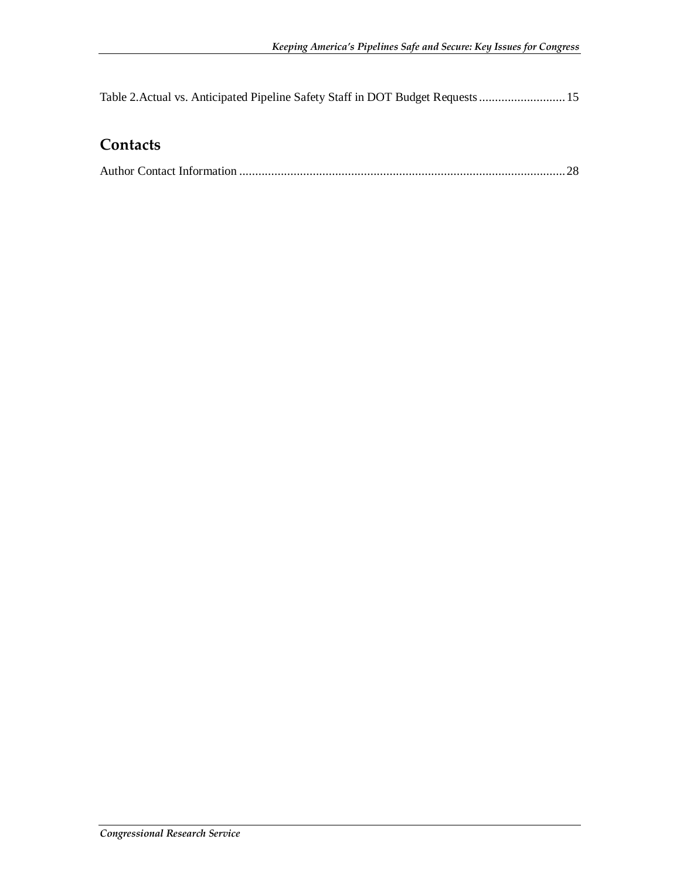Table 2. Actual vs. Anticipated Pipeline Safety Staff in DOT Budget Requests........................... 15

## Contacts

Author Contact Information ...................................................................................................... 28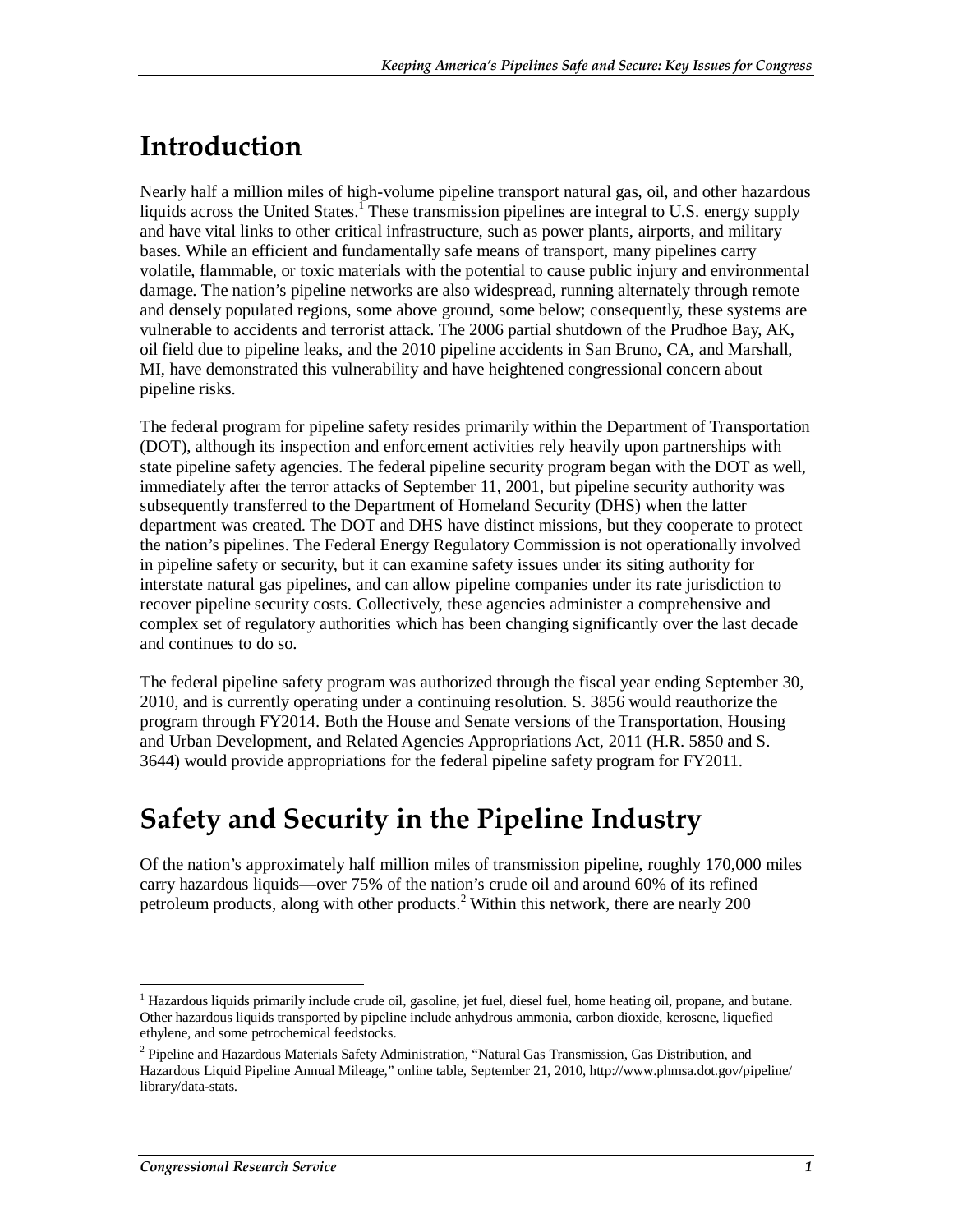# Introduction

Nearly half a million miles of high-volume pipeline transport natural gas, oil, and other hazardous liquids across the United States.[1] These transmission pipelines are integral to U.S. energy supply and have vital links to other critical infrastructure, such as power plants, airports, and military bases. While an efficient and fundamentally safe means of transport, many pipelines carry volatile, flammable, or toxic materials with the potential to cause public injury and environmental damage. The nation's pipeline networks are also widespread, running alternately through remote and densely populated regions, some above ground, some below; consequently, these systems are vulnerable to accidents and terrorist attack. The 2006 partial shutdown of the Prudhoe Bay, AK, oil field due to pipeline leaks, and the 2010 pipeline accidents in San Bruno, CA, and Marshall, MI, have demonstrated this vulnerability and have heightened congressional concern about pipeline risks.

The federal program for pipeline safety resides primarily within the Department of Transportation (DOT), although its inspection and enforcement activities rely heavily upon partnerships with state pipeline safety agencies. The federal pipeline security program began with the DOT as well, immediately after the terror attacks of September 11, 2001, but pipeline security authority was subsequently transferred to the Department of Homeland Security (DHS) when the latter department was created. The DOT and DHS have distinct missions, but they cooperate to protect the nation's pipelines. The Federal Energy Regulatory Commission is not operationally involved in pipeline safety or security, but it can examine safety issues under its siting authority for interstate natural gas pipelines, and can allow pipeline companies under its rate jurisdiction to recover pipeline security costs. Collectively, these agencies administer a comprehensive and complex set of regulatory authorities which has been changing significantly over the last decade and continues to do so.

The federal pipeline safety program was authorized through the fiscal year ending September 30, 2010, and is currently operating under a continuing resolution. S. 3856 would reauthorize the program through FY2014. Both the House and Senate versions of the Transportation, Housing and Urban Development, and Related Agencies Appropriations Act, 2011 (H.R. 5850 and S. 3644) would provide appropriations for the federal pipeline safety program for FY2011.

# Safety and Security in the Pipeline Industry

Of the nation's approximately half million miles of transmission pipeline, roughly 170,000 miles carry hazardous liquids—over 75% of the nation's crude oil and around 60% of its refined petroleum products, along with other products.[2] Within this network, there are nearly 200

---

[1] Hazardous liquids primarily include crude oil, gasoline, jet fuel, diesel fuel, home heating oil, propane, and butane. Other hazardous liquids transported by pipeline include anhydrous ammonia, carbon dioxide, kerosene, liquefied ethylene, and some petrochemical feedstocks.

[2] Pipeline and Hazardous Materials Safety Administration, "Natural Gas Transmission, Gas Distribution, and Hazardous Liquid Pipeline Annual Mileage," online table, September 21, 2010, http://www.phmsa.dot.gov/pipeline/library/data-stats.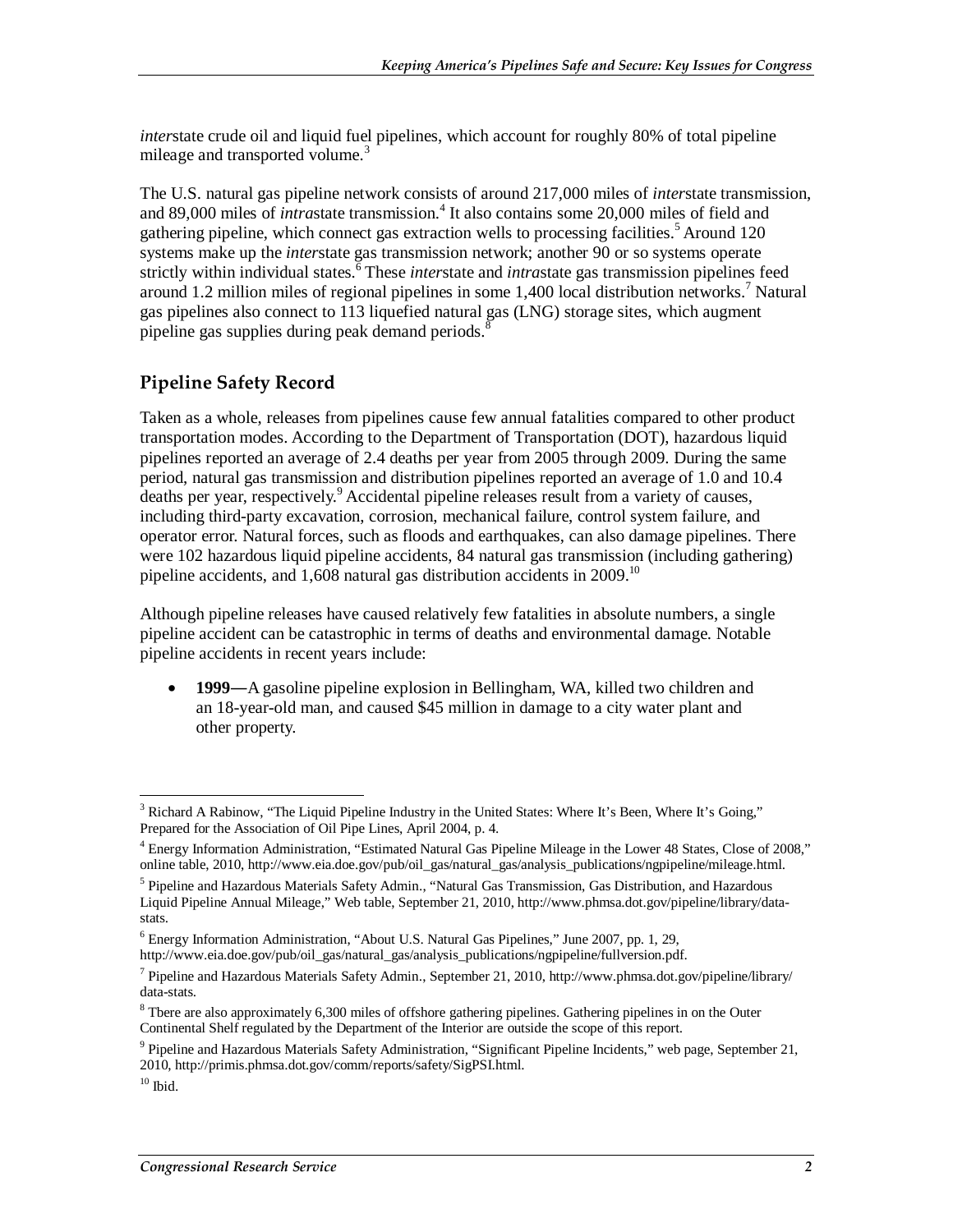*inter*state crude oil and liquid fuel pipelines, which account for roughly 80% of total pipeline mileage and transported volume.[3]

The U.S. natural gas pipeline network consists of around 217,000 miles of *inter*state transmission, and 89,000 miles of *intra*state transmission.[4] It also contains some 20,000 miles of field and gathering pipeline, which connect gas extraction wells to processing facilities.[5] Around 120 systems make up the *inter*state gas transmission network; another 90 or so systems operate strictly within individual states.[6] These *inter*state and *intra*state gas transmission pipelines feed around 1.2 million miles of regional pipelines in some 1,400 local distribution networks.[7] Natural gas pipelines also connect to 113 liquefied natural gas (LNG) storage sites, which augment pipeline gas supplies during peak demand periods.[8]

## Pipeline Safety Record

Taken as a whole, releases from pipelines cause few annual fatalities compared to other product transportation modes. According to the Department of Transportation (DOT), hazardous liquid pipelines reported an average of 2.4 deaths per year from 2005 through 2009. During the same period, natural gas transmission and distribution pipelines reported an average of 1.0 and 10.4 deaths per year, respectively.[9] Accidental pipeline releases result from a variety of causes, including third-party excavation, corrosion, mechanical failure, control system failure, and operator error. Natural forces, such as floods and earthquakes, can also damage pipelines. There were 102 hazardous liquid pipeline accidents, 84 natural gas transmission (including gathering) pipeline accidents, and 1,608 natural gas distribution accidents in 2009.[10]

Although pipeline releases have caused relatively few fatalities in absolute numbers, a single pipeline accident can be catastrophic in terms of deaths and environmental damage. Notable pipeline accidents in recent years include:

- **1999—**A gasoline pipeline explosion in Bellingham, WA, killed two children and an 18-year-old man, and caused $45 million in damage to a city water plant and other property.

---

[3] Richard A Rabinow, "The Liquid Pipeline Industry in the United States: Where It's Been, Where It's Going," Prepared for the Association of Oil Pipe Lines, April 2004, p. 4.

[4] Energy Information Administration, "Estimated Natural Gas Pipeline Mileage in the Lower 48 States, Close of 2008," online table, 2010, http://www.eia.doe.gov/pub/oil_gas/natural_gas/analysis_publications/ngpipeline/mileage.html.

[5] Pipeline and Hazardous Materials Safety Admin., "Natural Gas Transmission, Gas Distribution, and Hazardous Liquid Pipeline Annual Mileage," Web table, September 21, 2010, http://www.phmsa.dot.gov/pipeline/library/data-stats.

[6] Energy Information Administration, "About U.S. Natural Gas Pipelines," June 2007, pp. 1, 29, http://www.eia.doe.gov/pub/oil_gas/natural_gas/analysis_publications/ngpipeline/fullversion.pdf.

[7] Pipeline and Hazardous Materials Safety Admin., September 21, 2010, http://www.phmsa.dot.gov/pipeline/library/data-stats.

[8] Tbere are also approximately 6,300 miles of offshore gathering pipelines. Gathering pipelines in on the Outer Continental Shelf regulated by the Department of the Interior are outside the scope of this report.

[9] Pipeline and Hazardous Materials Safety Administration, "Significant Pipeline Incidents," web page, September 21, 2010, http://primis.phmsa.dot.gov/comm/reports/safety/SigPSI.html.

[10] Ibid.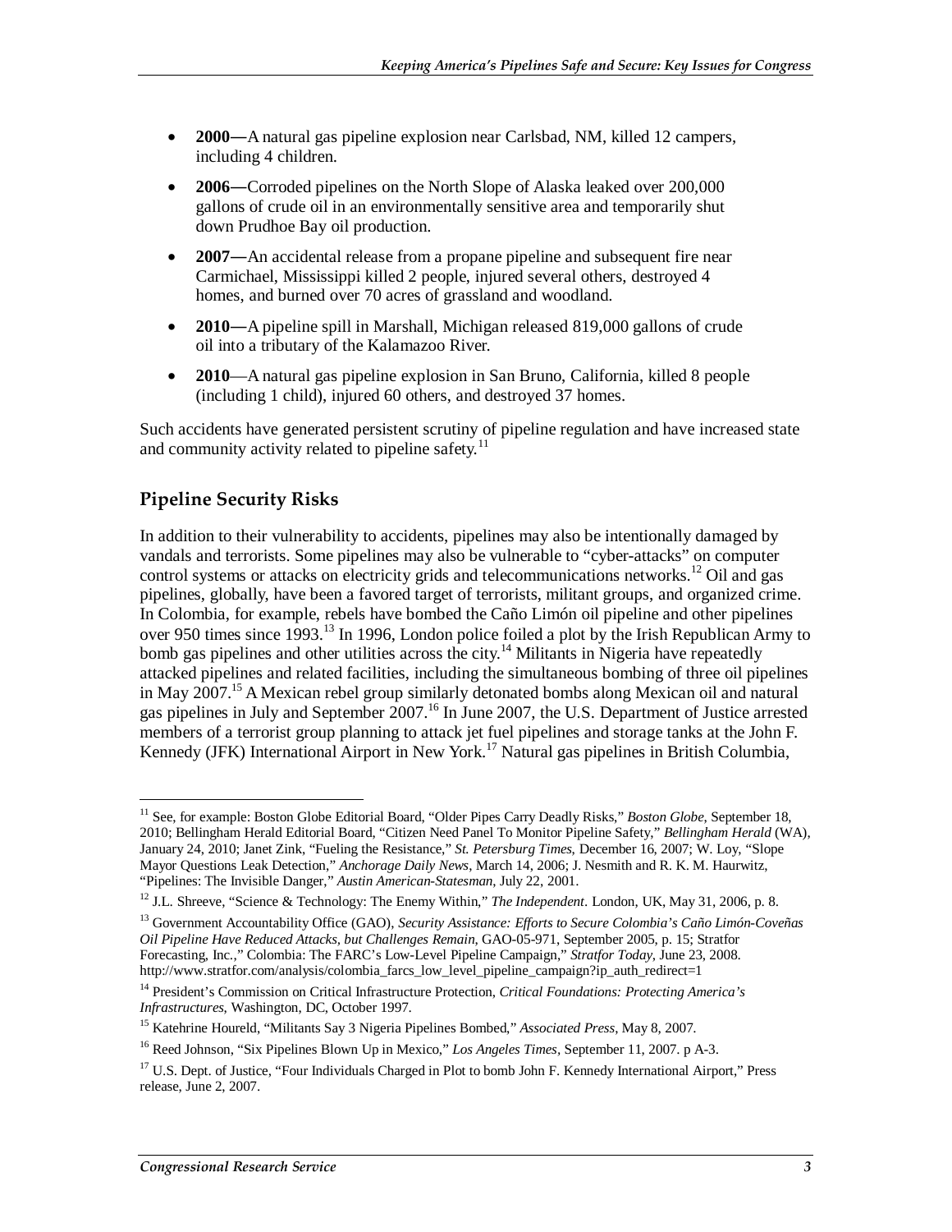- **2000—**A natural gas pipeline explosion near Carlsbad, NM, killed 12 campers, including 4 children.
- **2006—**Corroded pipelines on the North Slope of Alaska leaked over 200,000 gallons of crude oil in an environmentally sensitive area and temporarily shut down Prudhoe Bay oil production.
- **2007—**An accidental release from a propane pipeline and subsequent fire near Carmichael, Mississippi killed 2 people, injured several others, destroyed 4 homes, and burned over 70 acres of grassland and woodland.
- **2010—**A pipeline spill in Marshall, Michigan released 819,000 gallons of crude oil into a tributary of the Kalamazoo River.
- **2010**—A natural gas pipeline explosion in San Bruno, California, killed 8 people (including 1 child), injured 60 others, and destroyed 37 homes.

Such accidents have generated persistent scrutiny of pipeline regulation and have increased state and community activity related to pipeline safety.[11]

## Pipeline Security Risks

In addition to their vulnerability to accidents, pipelines may also be intentionally damaged by vandals and terrorists. Some pipelines may also be vulnerable to "cyber-attacks" on computer control systems or attacks on electricity grids and telecommunications networks.[12] Oil and gas pipelines, globally, have been a favored target of terrorists, militant groups, and organized crime. In Colombia, for example, rebels have bombed the Caño Limón oil pipeline and other pipelines over 950 times since 1993.[13] In 1996, London police foiled a plot by the Irish Republican Army to bomb gas pipelines and other utilities across the city.[14] Militants in Nigeria have repeatedly attacked pipelines and related facilities, including the simultaneous bombing of three oil pipelines in May 2007.[15] A Mexican rebel group similarly detonated bombs along Mexican oil and natural gas pipelines in July and September 2007.[16] In June 2007, the U.S. Department of Justice arrested members of a terrorist group planning to attack jet fuel pipelines and storage tanks at the John F. Kennedy (JFK) International Airport in New York.[17] Natural gas pipelines in British Columbia,

---

[11] See, for example: Boston Globe Editorial Board, "Older Pipes Carry Deadly Risks," *Boston Globe*, September 18, 2010; Bellingham Herald Editorial Board, "Citizen Need Panel To Monitor Pipeline Safety," *Bellingham Herald* (WA), January 24, 2010; Janet Zink, "Fueling the Resistance," *St. Petersburg Times*, December 16, 2007; W. Loy, "Slope Mayor Questions Leak Detection," *Anchorage Daily News*, March 14, 2006; J. Nesmith and R. K. M. Haurwitz, "Pipelines: The Invisible Danger," *Austin American-Statesman*, July 22, 2001.

[12] J.L. Shreeve, "Science & Technology: The Enemy Within," *The Independent*. London, UK, May 31, 2006, p. 8.

[13] Government Accountability Office (GAO), *Security Assistance: Efforts to Secure Colombia's Caño Limón-Coveñas Oil Pipeline Have Reduced Attacks, but Challenges Remain*, GAO-05-971, September 2005, p. 15; Stratfor Forecasting, Inc.," Colombia: The FARC's Low-Level Pipeline Campaign," *Stratfor Today*, June 23, 2008. http://www.stratfor.com/analysis/colombia_farcs_low_level_pipeline_campaign?ip_auth_redirect=1

[14] President's Commission on Critical Infrastructure Protection, *Critical Foundations: Protecting America's Infrastructures*, Washington, DC, October 1997.

[15] Katehrine Houreld, "Militants Say 3 Nigeria Pipelines Bombed," *Associated Press*, May 8, 2007.

[16] Reed Johnson, "Six Pipelines Blown Up in Mexico," *Los Angeles Times*, September 11, 2007. p A-3.

[17] U.S. Dept. of Justice, "Four Individuals Charged in Plot to bomb John F. Kennedy International Airport," Press release, June 2, 2007.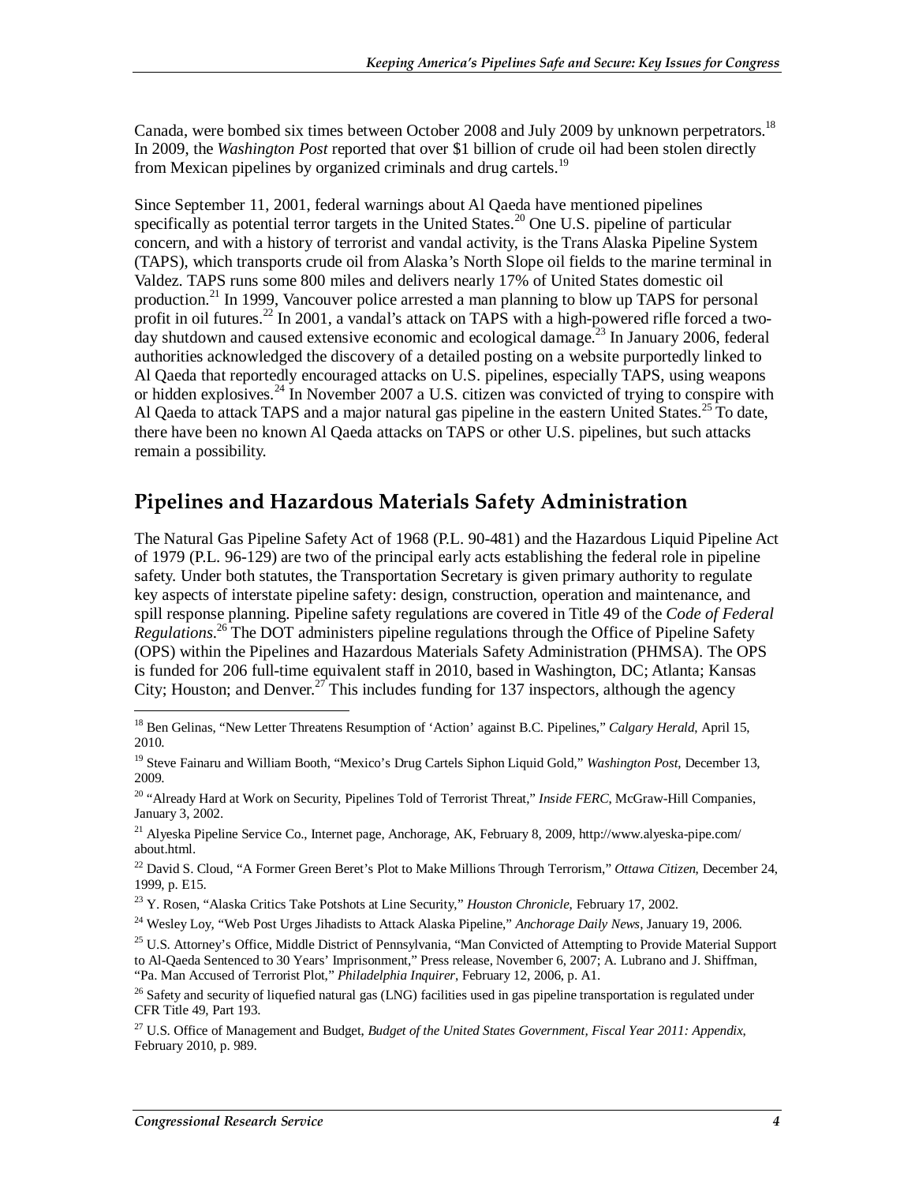Canada, were bombed six times between October 2008 and July 2009 by unknown perpetrators.[18] In 2009, the *Washington Post* reported that over $1 billion of crude oil had been stolen directly from Mexican pipelines by organized criminals and drug cartels.[19]

Since September 11, 2001, federal warnings about Al Qaeda have mentioned pipelines specifically as potential terror targets in the United States.[20] One U.S. pipeline of particular concern, and with a history of terrorist and vandal activity, is the Trans Alaska Pipeline System (TAPS), which transports crude oil from Alaska's North Slope oil fields to the marine terminal in Valdez. TAPS runs some 800 miles and delivers nearly 17% of United States domestic oil production.[21] In 1999, Vancouver police arrested a man planning to blow up TAPS for personal profit in oil futures.[22] In 2001, a vandal's attack on TAPS with a high-powered rifle forced a two-day shutdown and caused extensive economic and ecological damage.[23] In January 2006, federal authorities acknowledged the discovery of a detailed posting on a website purportedly linked to Al Qaeda that reportedly encouraged attacks on U.S. pipelines, especially TAPS, using weapons or hidden explosives.[24] In November 2007 a U.S. citizen was convicted of trying to conspire with Al Qaeda to attack TAPS and a major natural gas pipeline in the eastern United States.[25] To date, there have been no known Al Qaeda attacks on TAPS or other U.S. pipelines, but such attacks remain a possibility.

## Pipelines and Hazardous Materials Safety Administration

The Natural Gas Pipeline Safety Act of 1968 (P.L. 90-481) and the Hazardous Liquid Pipeline Act of 1979 (P.L. 96-129) are two of the principal early acts establishing the federal role in pipeline safety. Under both statutes, the Transportation Secretary is given primary authority to regulate key aspects of interstate pipeline safety: design, construction, operation and maintenance, and spill response planning. Pipeline safety regulations are covered in Title 49 of the *Code of Federal Regulations*.[26] The DOT administers pipeline regulations through the Office of Pipeline Safety (OPS) within the Pipelines and Hazardous Materials Safety Administration (PHMSA). The OPS is funded for 206 full-time equivalent staff in 2010, based in Washington, DC; Atlanta; Kansas City; Houston; and Denver.[27] This includes funding for 137 inspectors, although the agency

---

[18] Ben Gelinas, "New Letter Threatens Resumption of 'Action' against B.C. Pipelines," *Calgary Herald*, April 15, 2010.

[19] Steve Fainaru and William Booth, "Mexico's Drug Cartels Siphon Liquid Gold," *Washington Post*, December 13, 2009.

[20] "Already Hard at Work on Security, Pipelines Told of Terrorist Threat," *Inside FERC*, McGraw-Hill Companies, January 3, 2002.

[21] Alyeska Pipeline Service Co., Internet page, Anchorage, AK, February 8, 2009, http://www.alyeska-pipe.com/about.html.

[22] David S. Cloud, "A Former Green Beret's Plot to Make Millions Through Terrorism," *Ottawa Citizen*, December 24, 1999, p. E15.

[23] Y. Rosen, "Alaska Critics Take Potshots at Line Security," *Houston Chronicle*, February 17, 2002.

[24] Wesley Loy, "Web Post Urges Jihadists to Attack Alaska Pipeline," *Anchorage Daily News*, January 19, 2006.

[25] U.S. Attorney's Office, Middle District of Pennsylvania, "Man Convicted of Attempting to Provide Material Support to Al-Qaeda Sentenced to 30 Years' Imprisonment," Press release, November 6, 2007; A. Lubrano and J. Shiffman, "Pa. Man Accused of Terrorist Plot," *Philadelphia Inquirer*, February 12, 2006, p. A1.

[26] Safety and security of liquefied natural gas (LNG) facilities used in gas pipeline transportation is regulated under CFR Title 49, Part 193.

[27] U.S. Office of Management and Budget, *Budget of the United States Government, Fiscal Year 2011: Appendix*, February 2010, p. 989.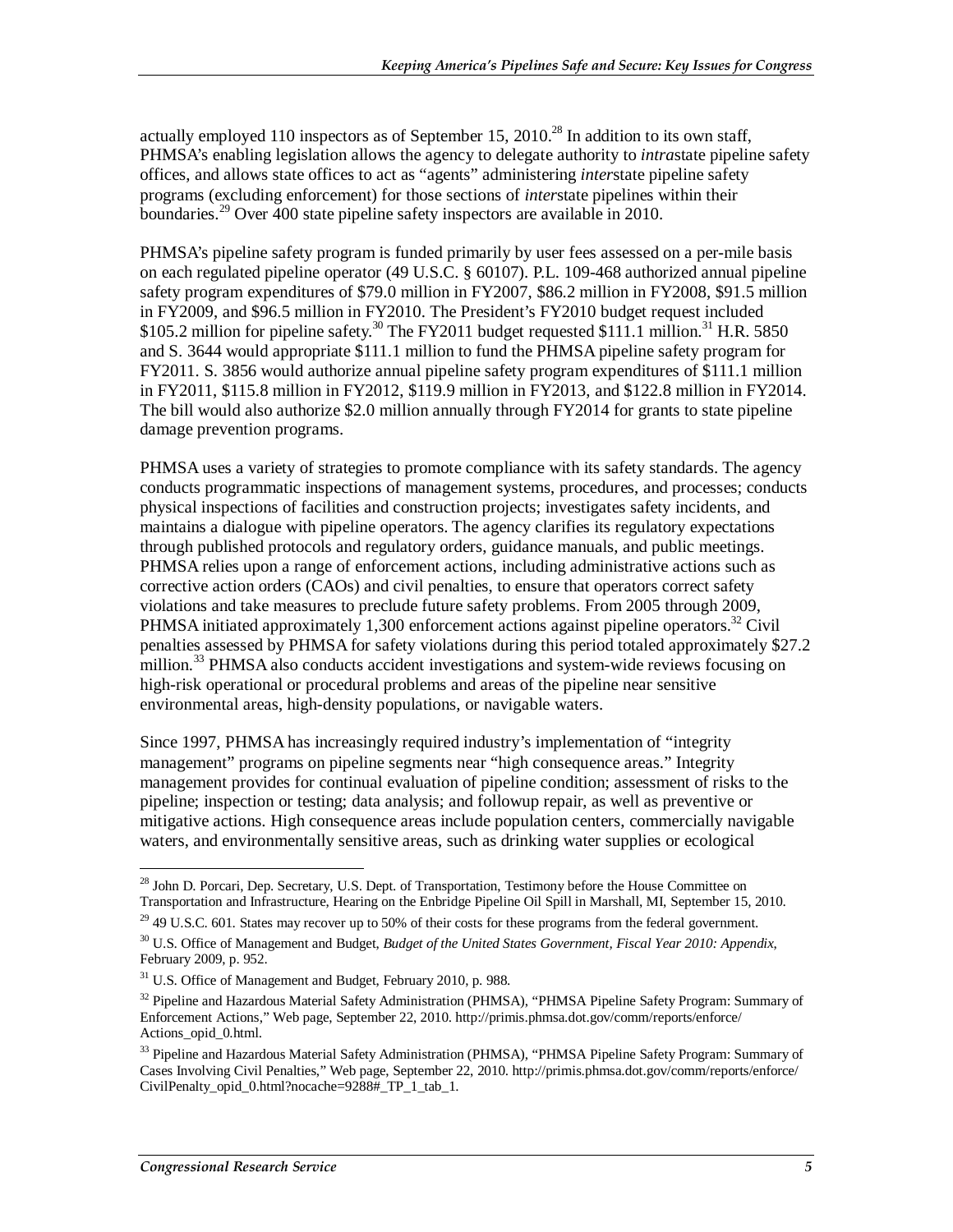actually employed 110 inspectors as of September 15, 2010.[28] In addition to its own staff, PHMSA's enabling legislation allows the agency to delegate authority to *intra*state pipeline safety offices, and allows state offices to act as "agents" administering *inter*state pipeline safety programs (excluding enforcement) for those sections of *inter*state pipelines within their boundaries.[29] Over 400 state pipeline safety inspectors are available in 2010.

PHMSA's pipeline safety program is funded primarily by user fees assessed on a per-mile basis on each regulated pipeline operator (49 U.S.C. § 60107). P.L. 109-468 authorized annual pipeline safety program expenditures of $79.0 million in FY2007, $86.2 million in FY2008, $91.5 million in FY2009, and $96.5 million in FY2010. The President's FY2010 budget request included $105.2 million for pipeline safety.[30] The FY2011 budget requested $111.1 million.[31] H.R. 5850 and S. 3644 would appropriate $111.1 million to fund the PHMSA pipeline safety program for FY2011. S. 3856 would authorize annual pipeline safety program expenditures of $111.1 million in FY2011, $115.8 million in FY2012, $119.9 million in FY2013, and $122.8 million in FY2014. The bill would also authorize $2.0 million annually through FY2014 for grants to state pipeline damage prevention programs.

PHMSA uses a variety of strategies to promote compliance with its safety standards. The agency conducts programmatic inspections of management systems, procedures, and processes; conducts physical inspections of facilities and construction projects; investigates safety incidents, and maintains a dialogue with pipeline operators. The agency clarifies its regulatory expectations through published protocols and regulatory orders, guidance manuals, and public meetings. PHMSA relies upon a range of enforcement actions, including administrative actions such as corrective action orders (CAOs) and civil penalties, to ensure that operators correct safety violations and take measures to preclude future safety problems. From 2005 through 2009, PHMSA initiated approximately 1,300 enforcement actions against pipeline operators.[32] Civil penalties assessed by PHMSA for safety violations during this period totaled approximately $27.2 million.[33] PHMSA also conducts accident investigations and system-wide reviews focusing on high-risk operational or procedural problems and areas of the pipeline near sensitive environmental areas, high-density populations, or navigable waters.

Since 1997, PHMSA has increasingly required industry's implementation of "integrity management" programs on pipeline segments near "high consequence areas." Integrity management provides for continual evaluation of pipeline condition; assessment of risks to the pipeline; inspection or testing; data analysis; and followup repair, as well as preventive or mitigative actions. High consequence areas include population centers, commercially navigable waters, and environmentally sensitive areas, such as drinking water supplies or ecological

---

[28] John D. Porcari, Dep. Secretary, U.S. Dept. of Transportation, Testimony before the House Committee on Transportation and Infrastructure, Hearing on the Enbridge Pipeline Oil Spill in Marshall, MI, September 15, 2010.

[29] 49 U.S.C. 601. States may recover up to 50% of their costs for these programs from the federal government.

[30] U.S. Office of Management and Budget, *Budget of the United States Government, Fiscal Year 2010: Appendix*, February 2009, p. 952.

[31] U.S. Office of Management and Budget, February 2010, p. 988.

[32] Pipeline and Hazardous Material Safety Administration (PHMSA), "PHMSA Pipeline Safety Program: Summary of Enforcement Actions," Web page, September 22, 2010. http://primis.phmsa.dot.gov/comm/reports/enforce/Actions_opid_0.html.

[33] Pipeline and Hazardous Material Safety Administration (PHMSA), "PHMSA Pipeline Safety Program: Summary of Cases Involving Civil Penalties," Web page, September 22, 2010. http://primis.phmsa.dot.gov/comm/reports/enforce/CivilPenalty_opid_0.html?nocache=9288#_TP_1_tab_1.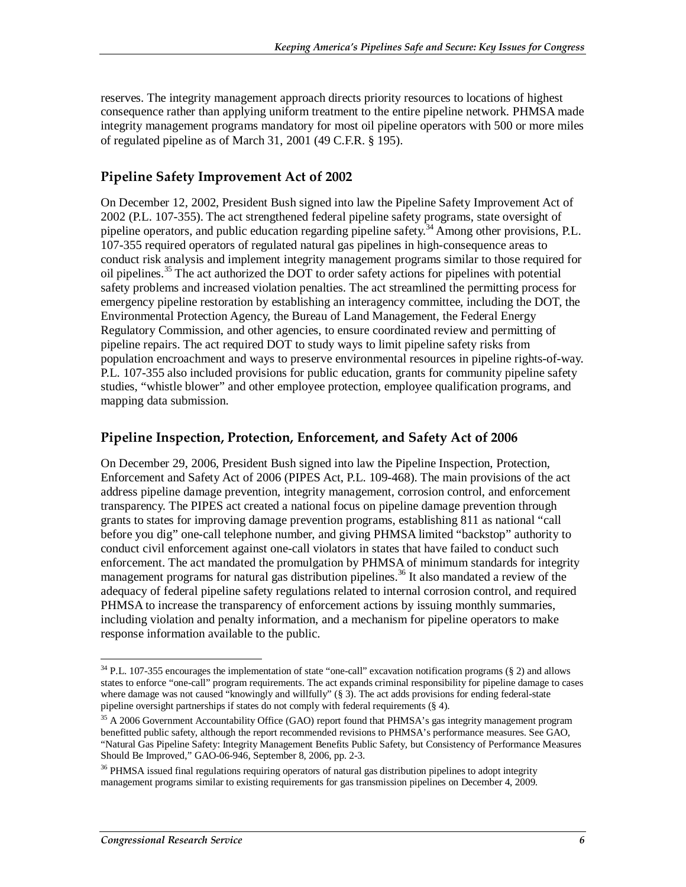reserves. The integrity management approach directs priority resources to locations of highest consequence rather than applying uniform treatment to the entire pipeline network. PHMSA made integrity management programs mandatory for most oil pipeline operators with 500 or more miles of regulated pipeline as of March 31, 2001 (49 C.F.R. § 195).

### Pipeline Safety Improvement Act of 2002

On December 12, 2002, President Bush signed into law the Pipeline Safety Improvement Act of 2002 (P.L. 107-355). The act strengthened federal pipeline safety programs, state oversight of pipeline operators, and public education regarding pipeline safety.[34] Among other provisions, P.L. 107-355 required operators of regulated natural gas pipelines in high-consequence areas to conduct risk analysis and implement integrity management programs similar to those required for oil pipelines.[35] The act authorized the DOT to order safety actions for pipelines with potential safety problems and increased violation penalties. The act streamlined the permitting process for emergency pipeline restoration by establishing an interagency committee, including the DOT, the Environmental Protection Agency, the Bureau of Land Management, the Federal Energy Regulatory Commission, and other agencies, to ensure coordinated review and permitting of pipeline repairs. The act required DOT to study ways to limit pipeline safety risks from population encroachment and ways to preserve environmental resources in pipeline rights-of-way. P.L. 107-355 also included provisions for public education, grants for community pipeline safety studies, "whistle blower" and other employee protection, employee qualification programs, and mapping data submission.

### Pipeline Inspection, Protection, Enforcement, and Safety Act of 2006

On December 29, 2006, President Bush signed into law the Pipeline Inspection, Protection, Enforcement and Safety Act of 2006 (PIPES Act, P.L. 109-468). The main provisions of the act address pipeline damage prevention, integrity management, corrosion control, and enforcement transparency. The PIPES act created a national focus on pipeline damage prevention through grants to states for improving damage prevention programs, establishing 811 as national "call before you dig" one-call telephone number, and giving PHMSA limited "backstop" authority to conduct civil enforcement against one-call violators in states that have failed to conduct such enforcement. The act mandated the promulgation by PHMSA of minimum standards for integrity management programs for natural gas distribution pipelines.[36] It also mandated a review of the adequacy of federal pipeline safety regulations related to internal corrosion control, and required PHMSA to increase the transparency of enforcement actions by issuing monthly summaries, including violation and penalty information, and a mechanism for pipeline operators to make response information available to the public.

---

[34] P.L. 107-355 encourages the implementation of state "one-call" excavation notification programs (§ 2) and allows states to enforce "one-call" program requirements. The act expands criminal responsibility for pipeline damage to cases where damage was not caused "knowingly and willfully" (§ 3). The act adds provisions for ending federal-state pipeline oversight partnerships if states do not comply with federal requirements (§ 4).

[35] A 2006 Government Accountability Office (GAO) report found that PHMSA's gas integrity management program benefitted public safety, although the report recommended revisions to PHMSA's performance measures. See GAO, "Natural Gas Pipeline Safety: Integrity Management Benefits Public Safety, but Consistency of Performance Measures Should Be Improved," GAO-06-946, September 8, 2006, pp. 2-3.

[36] PHMSA issued final regulations requiring operators of natural gas distribution pipelines to adopt integrity management programs similar to existing requirements for gas transmission pipelines on December 4, 2009.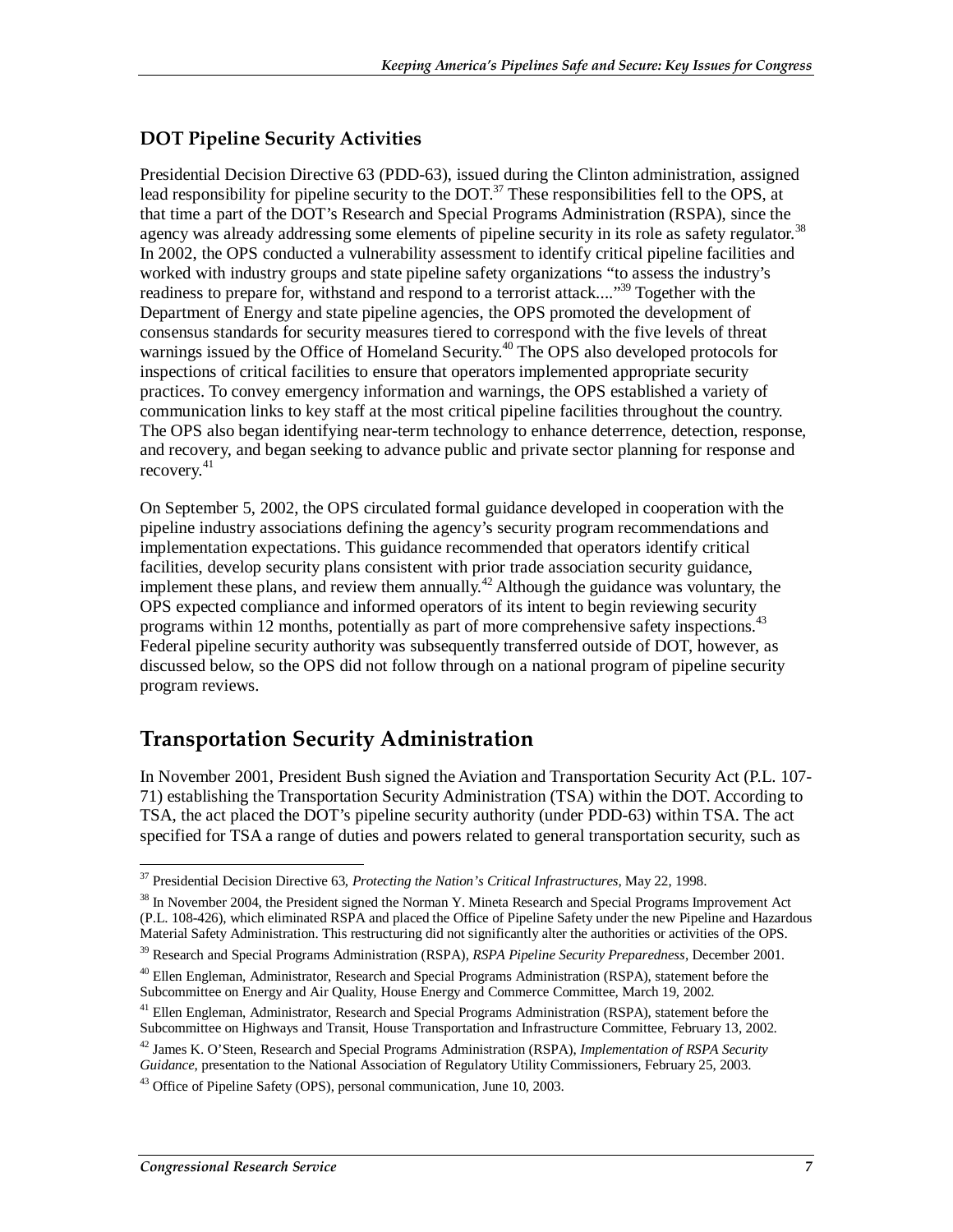### DOT Pipeline Security Activities

Presidential Decision Directive 63 (PDD-63), issued during the Clinton administration, assigned lead responsibility for pipeline security to the DOT.[37] These responsibilities fell to the OPS, at that time a part of the DOT's Research and Special Programs Administration (RSPA), since the agency was already addressing some elements of pipeline security in its role as safety regulator.[38] In 2002, the OPS conducted a vulnerability assessment to identify critical pipeline facilities and worked with industry groups and state pipeline safety organizations "to assess the industry's readiness to prepare for, withstand and respond to a terrorist attack...."[39] Together with the Department of Energy and state pipeline agencies, the OPS promoted the development of consensus standards for security measures tiered to correspond with the five levels of threat warnings issued by the Office of Homeland Security.[40] The OPS also developed protocols for inspections of critical facilities to ensure that operators implemented appropriate security practices. To convey emergency information and warnings, the OPS established a variety of communication links to key staff at the most critical pipeline facilities throughout the country. The OPS also began identifying near-term technology to enhance deterrence, detection, response, and recovery, and began seeking to advance public and private sector planning for response and recovery.[41]

On September 5, 2002, the OPS circulated formal guidance developed in cooperation with the pipeline industry associations defining the agency's security program recommendations and implementation expectations. This guidance recommended that operators identify critical facilities, develop security plans consistent with prior trade association security guidance, implement these plans, and review them annually.[42] Although the guidance was voluntary, the OPS expected compliance and informed operators of its intent to begin reviewing security programs within 12 months, potentially as part of more comprehensive safety inspections.[43] Federal pipeline security authority was subsequently transferred outside of DOT, however, as discussed below, so the OPS did not follow through on a national program of pipeline security program reviews.

## Transportation Security Administration

In November 2001, President Bush signed the Aviation and Transportation Security Act (P.L. 107-71) establishing the Transportation Security Administration (TSA) within the DOT. According to TSA, the act placed the DOT's pipeline security authority (under PDD-63) within TSA. The act specified for TSA a range of duties and powers related to general transportation security, such as

---

[37] Presidential Decision Directive 63, *Protecting the Nation's Critical Infrastructures*, May 22, 1998.

[38] In November 2004, the President signed the Norman Y. Mineta Research and Special Programs Improvement Act (P.L. 108-426), which eliminated RSPA and placed the Office of Pipeline Safety under the new Pipeline and Hazardous Material Safety Administration. This restructuring did not significantly alter the authorities or activities of the OPS.

[39] Research and Special Programs Administration (RSPA), *RSPA Pipeline Security Preparedness*, December 2001.

[40] Ellen Engleman, Administrator, Research and Special Programs Administration (RSPA), statement before the Subcommittee on Energy and Air Quality, House Energy and Commerce Committee, March 19, 2002.

[41] Ellen Engleman, Administrator, Research and Special Programs Administration (RSPA), statement before the Subcommittee on Highways and Transit, House Transportation and Infrastructure Committee, February 13, 2002.

[42] James K. O'Steen, Research and Special Programs Administration (RSPA), *Implementation of RSPA Security Guidance*, presentation to the National Association of Regulatory Utility Commissioners, February 25, 2003.

[43] Office of Pipeline Safety (OPS), personal communication, June 10, 2003.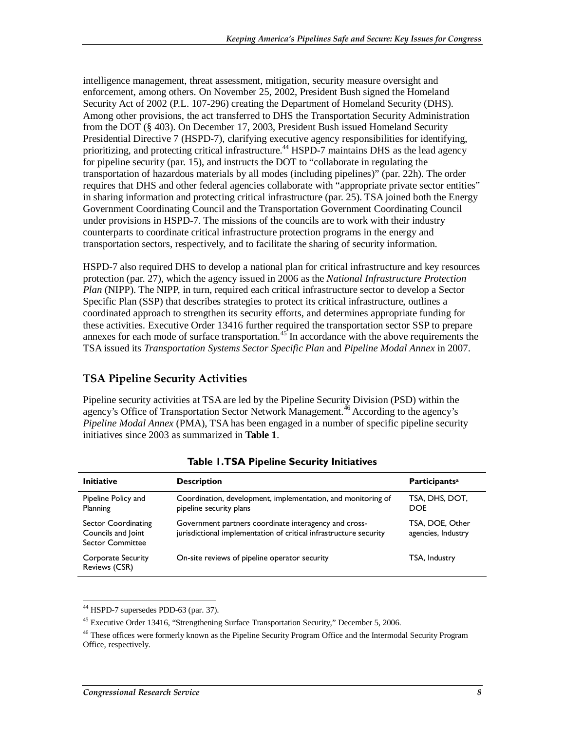intelligence management, threat assessment, mitigation, security measure oversight and enforcement, among others. On November 25, 2002, President Bush signed the Homeland Security Act of 2002 (P.L. 107-296) creating the Department of Homeland Security (DHS). Among other provisions, the act transferred to DHS the Transportation Security Administration from the DOT (§ 403). On December 17, 2003, President Bush issued Homeland Security Presidential Directive 7 (HSPD-7), clarifying executive agency responsibilities for identifying, prioritizing, and protecting critical infrastructure.[44] HSPD-7 maintains DHS as the lead agency for pipeline security (par. 15), and instructs the DOT to "collaborate in regulating the transportation of hazardous materials by all modes (including pipelines)" (par. 22h). The order requires that DHS and other federal agencies collaborate with "appropriate private sector entities" in sharing information and protecting critical infrastructure (par. 25). TSA joined both the Energy Government Coordinating Council and the Transportation Government Coordinating Council under provisions in HSPD-7. The missions of the councils are to work with their industry counterparts to coordinate critical infrastructure protection programs in the energy and transportation sectors, respectively, and to facilitate the sharing of security information.

HSPD-7 also required DHS to develop a national plan for critical infrastructure and key resources protection (par. 27), which the agency issued in 2006 as the *National Infrastructure Protection Plan* (NIPP). The NIPP, in turn, required each critical infrastructure sector to develop a Sector Specific Plan (SSP) that describes strategies to protect its critical infrastructure, outlines a coordinated approach to strengthen its security efforts, and determines appropriate funding for these activities. Executive Order 13416 further required the transportation sector SSP to prepare annexes for each mode of surface transportation.[45] In accordance with the above requirements the TSA issued its *Transportation Systems Sector Specific Plan* and *Pipeline Modal Annex* in 2007.

## TSA Pipeline Security Activities

Pipeline security activities at TSA are led by the Pipeline Security Division (PSD) within the agency's Office of Transportation Sector Network Management.[46] According to the agency's *Pipeline Modal Annex* (PMA), TSA has been engaged in a number of specific pipeline security initiatives since 2003 as summarized in **Table 1**.

**Table 1. TSA Pipeline Security Initiatives**

| Initiative | Description | Participants[a] |
|---|---|---|
| Pipeline Policy and Planning | Coordination, development, implementation, and monitoring of pipeline security plans | TSA, DHS, DOT, DOE |
| Sector Coordinating Councils and Joint Sector Committee | Government partners coordinate interagency and cross-jurisdictional implementation of critical infrastructure security | TSA, DOE, Other agencies, Industry |
| Corporate Security Reviews (CSR) | On-site reviews of pipeline operator security | TSA, Industry |

[44] HSPD-7 supersedes PDD-63 (par. 37).

[45] Executive Order 13416, "Strengthening Surface Transportation Security," December 5, 2006.

[46] These offices were formerly known as the Pipeline Security Program Office and the Intermodal Security Program Office, respectively.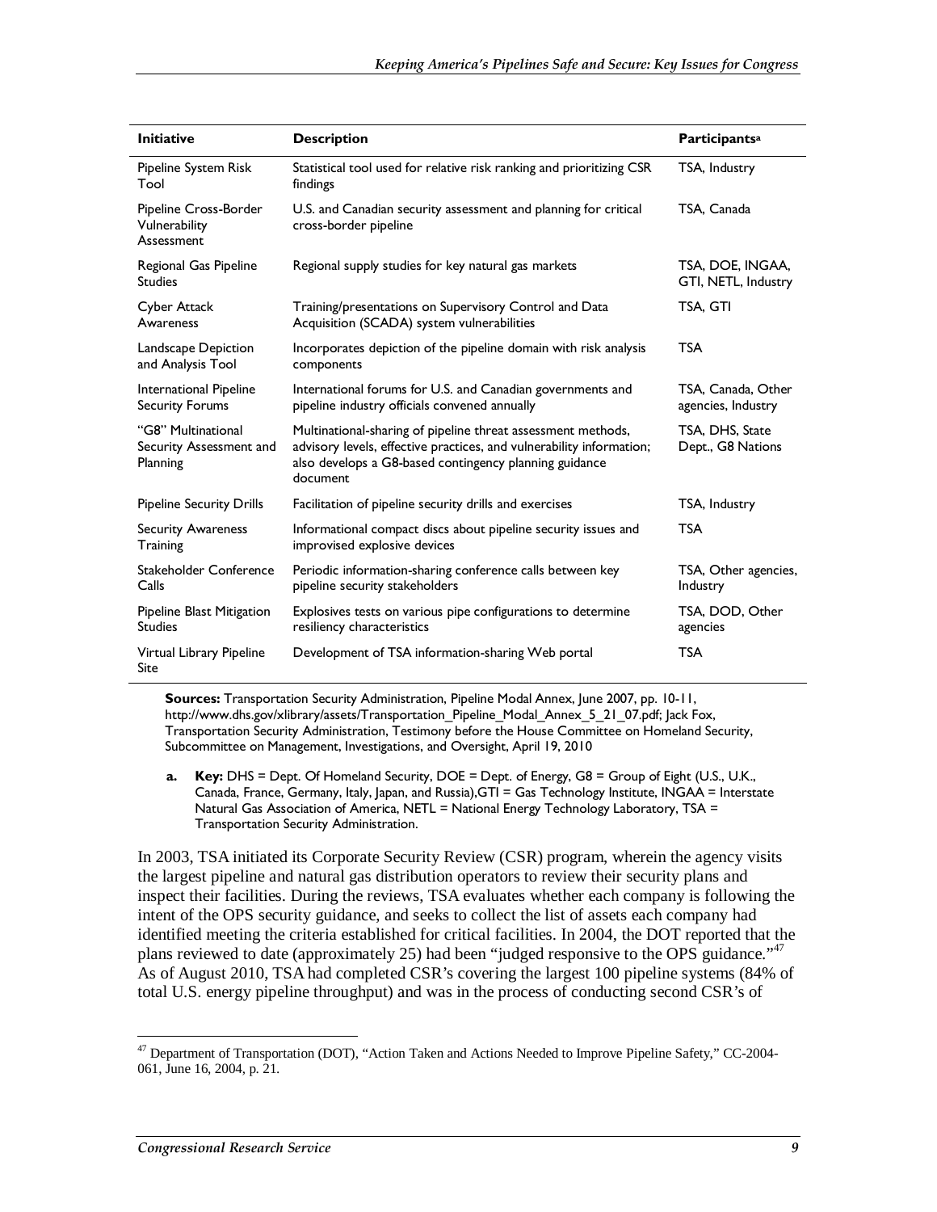| Initiative | Description | Participants[a] |
| --- | --- | --- |
| Pipeline System Risk Tool | Statistical tool used for relative risk ranking and prioritizing CSR findings | TSA, Industry |
| Pipeline Cross-Border Vulnerability Assessment | U.S. and Canadian security assessment and planning for critical cross-border pipeline | TSA, Canada |
| Regional Gas Pipeline Studies | Regional supply studies for key natural gas markets | TSA, DOE, INGAA, GTI, NETL, Industry |
| Cyber Attack Awareness | Training/presentations on Supervisory Control and Data Acquisition (SCADA) system vulnerabilities | TSA, GTI |
| Landscape Depiction and Analysis Tool | Incorporates depiction of the pipeline domain with risk analysis components | TSA |
| International Pipeline Security Forums | International forums for U.S. and Canadian governments and pipeline industry officials convened annually | TSA, Canada, Other agencies, Industry |
| "G8" Multinational Security Assessment and Planning | Multinational-sharing of pipeline threat assessment methods, advisory levels, effective practices, and vulnerability information; also develops a G8-based contingency planning guidance document | TSA, DHS, State Dept., G8 Nations |
| Pipeline Security Drills | Facilitation of pipeline security drills and exercises | TSA, Industry |
| Security Awareness Training | Informational compact discs about pipeline security issues and improvised explosive devices | TSA |
| Stakeholder Conference Calls | Periodic information-sharing conference calls between key pipeline security stakeholders | TSA, Other agencies, Industry |
| Pipeline Blast Mitigation Studies | Explosives tests on various pipe configurations to determine resiliency characteristics | TSA, DOD, Other agencies |
| Virtual Library Pipeline Site | Development of TSA information-sharing Web portal | TSA |

**Sources:** Transportation Security Administration, Pipeline Modal Annex, June 2007, pp. 10-11, http://www.dhs.gov/xlibrary/assets/Transportation_Pipeline_Modal_Annex_5_21_07.pdf; Jack Fox, Transportation Security Administration, Testimony before the House Committee on Homeland Security, Subcommittee on Management, Investigations, and Oversight, April 19, 2010

a. **Key:** DHS = Dept. Of Homeland Security, DOE = Dept. of Energy, G8 = Group of Eight (U.S., U.K., Canada, France, Germany, Italy, Japan, and Russia),GTI = Gas Technology Institute, INGAA = Interstate Natural Gas Association of America, NETL = National Energy Technology Laboratory, TSA = Transportation Security Administration.

In 2003, TSA initiated its Corporate Security Review (CSR) program, wherein the agency visits the largest pipeline and natural gas distribution operators to review their security plans and inspect their facilities. During the reviews, TSA evaluates whether each company is following the intent of the OPS security guidance, and seeks to collect the list of assets each company had identified meeting the criteria established for critical facilities. In 2004, the DOT reported that the plans reviewed to date (approximately 25) had been "judged responsive to the OPS guidance."[47] As of August 2010, TSA had completed CSR's covering the largest 100 pipeline systems (84% of total U.S. energy pipeline throughput) and was in the process of conducting second CSR's of

[47] Department of Transportation (DOT), "Action Taken and Actions Needed to Improve Pipeline Safety," CC-2004-061, June 16, 2004, p. 21.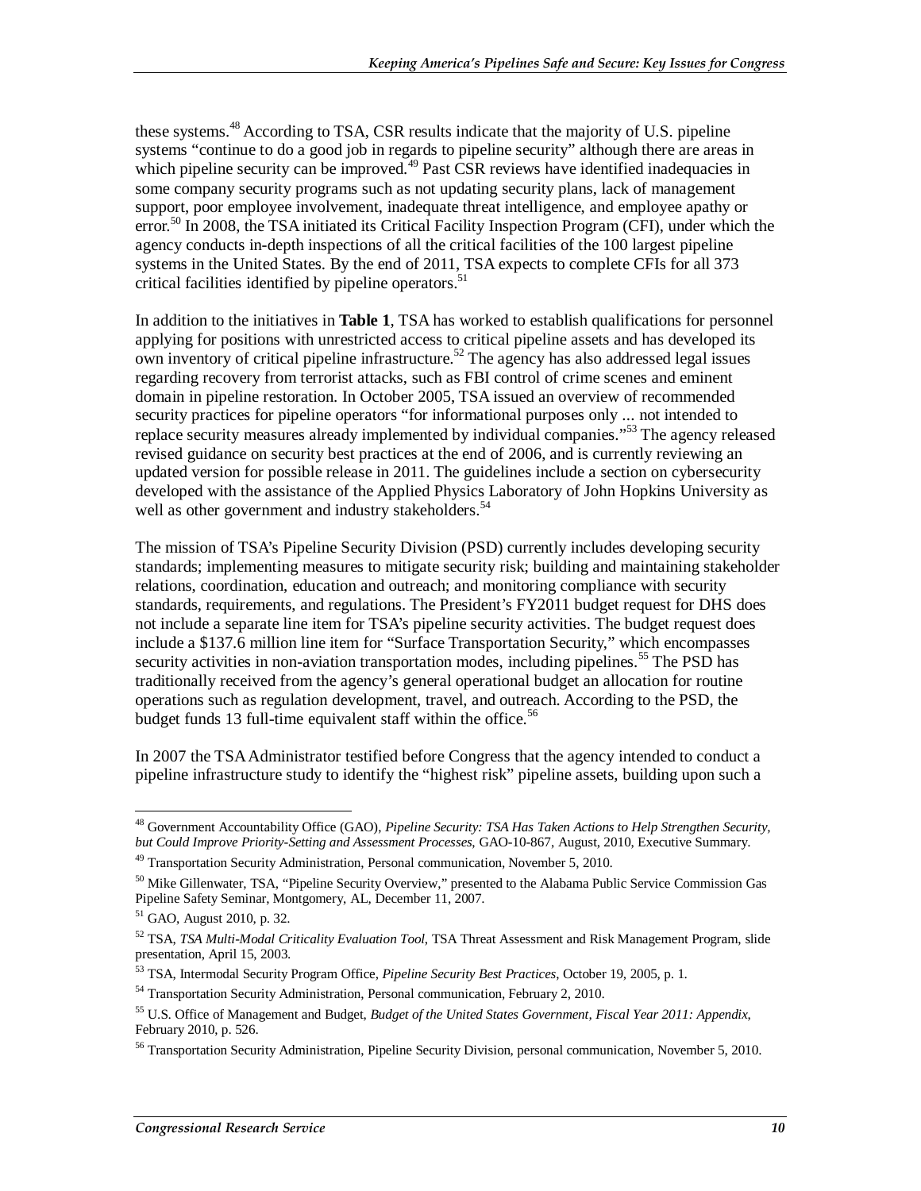these systems.[48] According to TSA, CSR results indicate that the majority of U.S. pipeline systems "continue to do a good job in regards to pipeline security" although there are areas in which pipeline security can be improved.[49] Past CSR reviews have identified inadequacies in some company security programs such as not updating security plans, lack of management support, poor employee involvement, inadequate threat intelligence, and employee apathy or error.[50] In 2008, the TSA initiated its Critical Facility Inspection Program (CFI), under which the agency conducts in-depth inspections of all the critical facilities of the 100 largest pipeline systems in the United States. By the end of 2011, TSA expects to complete CFIs for all 373 critical facilities identified by pipeline operators.[51]

In addition to the initiatives in **Table 1**, TSA has worked to establish qualifications for personnel applying for positions with unrestricted access to critical pipeline assets and has developed its own inventory of critical pipeline infrastructure.[52] The agency has also addressed legal issues regarding recovery from terrorist attacks, such as FBI control of crime scenes and eminent domain in pipeline restoration. In October 2005, TSA issued an overview of recommended security practices for pipeline operators "for informational purposes only ... not intended to replace security measures already implemented by individual companies."[53] The agency released revised guidance on security best practices at the end of 2006, and is currently reviewing an updated version for possible release in 2011. The guidelines include a section on cybersecurity developed with the assistance of the Applied Physics Laboratory of John Hopkins University as well as other government and industry stakeholders.[54]

The mission of TSA's Pipeline Security Division (PSD) currently includes developing security standards; implementing measures to mitigate security risk; building and maintaining stakeholder relations, coordination, education and outreach; and monitoring compliance with security standards, requirements, and regulations. The President's FY2011 budget request for DHS does not include a separate line item for TSA's pipeline security activities. The budget request does include a $137.6 million line item for "Surface Transportation Security," which encompasses security activities in non-aviation transportation modes, including pipelines.[55] The PSD has traditionally received from the agency's general operational budget an allocation for routine operations such as regulation development, travel, and outreach. According to the PSD, the budget funds 13 full-time equivalent staff within the office.[56]

In 2007 the TSA Administrator testified before Congress that the agency intended to conduct a pipeline infrastructure study to identify the "highest risk" pipeline assets, building upon such a

---

[48] Government Accountability Office (GAO), *Pipeline Security: TSA Has Taken Actions to Help Strengthen Security, but Could Improve Priority-Setting and Assessment Processes*, GAO-10-867, August, 2010, Executive Summary.

[49] Transportation Security Administration, Personal communication, November 5, 2010.

[50] Mike Gillenwater, TSA, "Pipeline Security Overview," presented to the Alabama Public Service Commission Gas Pipeline Safety Seminar, Montgomery, AL, December 11, 2007.

[51] GAO, August 2010, p. 32.

[52] TSA, *TSA Multi-Modal Criticality Evaluation Tool*, TSA Threat Assessment and Risk Management Program, slide presentation, April 15, 2003.

[53] TSA, Intermodal Security Program Office, *Pipeline Security Best Practices*, October 19, 2005, p. 1.

[54] Transportation Security Administration, Personal communication, February 2, 2010.

[55] U.S. Office of Management and Budget, *Budget of the United States Government, Fiscal Year 2011: Appendix*, February 2010, p. 526.

[56] Transportation Security Administration, Pipeline Security Division, personal communication, November 5, 2010.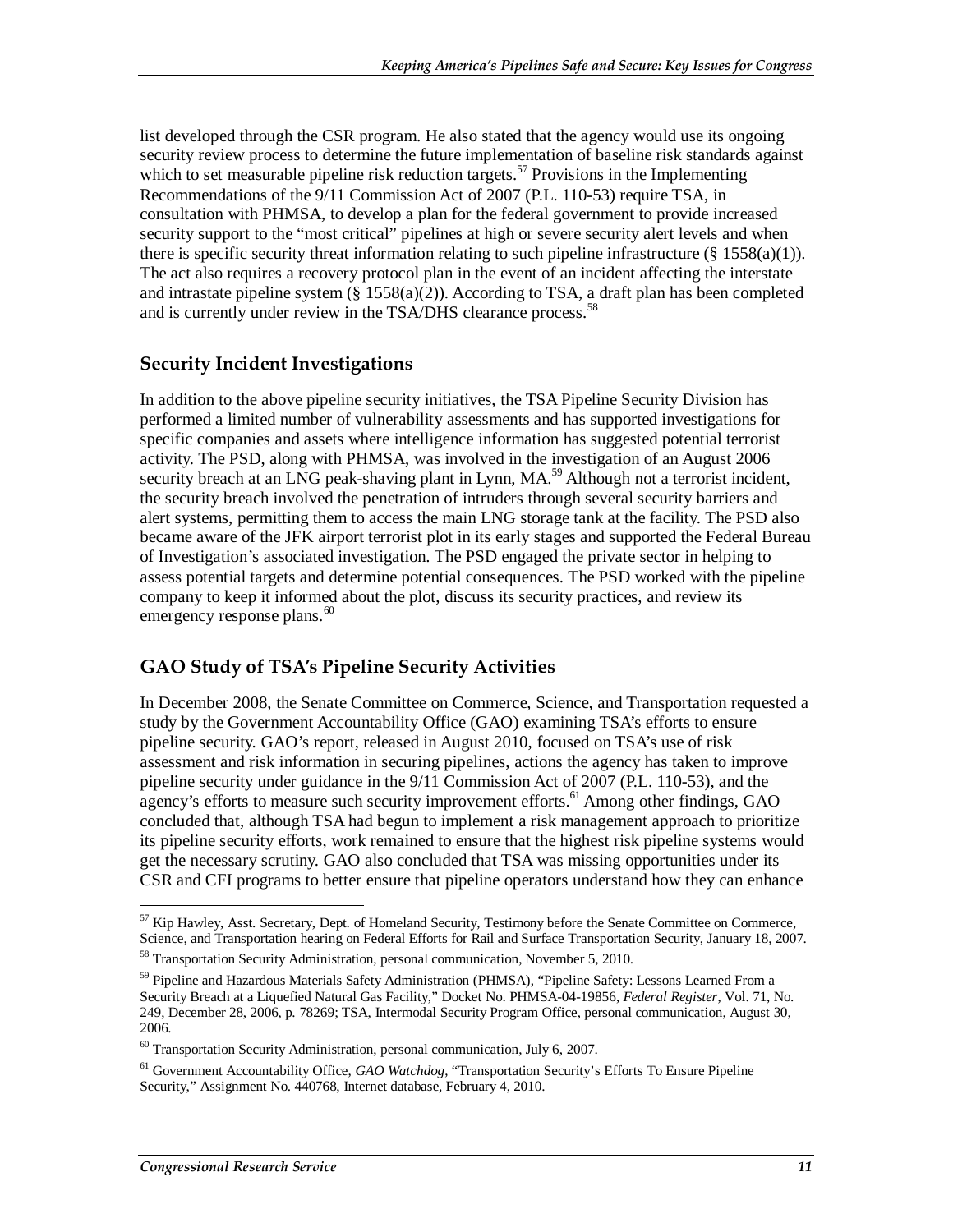list developed through the CSR program. He also stated that the agency would use its ongoing security review process to determine the future implementation of baseline risk standards against which to set measurable pipeline risk reduction targets.[57] Provisions in the Implementing Recommendations of the 9/11 Commission Act of 2007 (P.L. 110-53) require TSA, in consultation with PHMSA, to develop a plan for the federal government to provide increased security support to the "most critical" pipelines at high or severe security alert levels and when there is specific security threat information relating to such pipeline infrastructure (§ 1558(a)(1)). The act also requires a recovery protocol plan in the event of an incident affecting the interstate and intrastate pipeline system (§ 1558(a)(2)). According to TSA, a draft plan has been completed and is currently under review in the TSA/DHS clearance process.[58]

## Security Incident Investigations

In addition to the above pipeline security initiatives, the TSA Pipeline Security Division has performed a limited number of vulnerability assessments and has supported investigations for specific companies and assets where intelligence information has suggested potential terrorist activity. The PSD, along with PHMSA, was involved in the investigation of an August 2006 security breach at an LNG peak-shaving plant in Lynn, MA.[59] Although not a terrorist incident, the security breach involved the penetration of intruders through several security barriers and alert systems, permitting them to access the main LNG storage tank at the facility. The PSD also became aware of the JFK airport terrorist plot in its early stages and supported the Federal Bureau of Investigation's associated investigation. The PSD engaged the private sector in helping to assess potential targets and determine potential consequences. The PSD worked with the pipeline company to keep it informed about the plot, discuss its security practices, and review its emergency response plans.[60]

## GAO Study of TSA's Pipeline Security Activities

In December 2008, the Senate Committee on Commerce, Science, and Transportation requested a study by the Government Accountability Office (GAO) examining TSA's efforts to ensure pipeline security. GAO's report, released in August 2010, focused on TSA's use of risk assessment and risk information in securing pipelines, actions the agency has taken to improve pipeline security under guidance in the 9/11 Commission Act of 2007 (P.L. 110-53), and the agency's efforts to measure such security improvement efforts.[61] Among other findings, GAO concluded that, although TSA had begun to implement a risk management approach to prioritize its pipeline security efforts, work remained to ensure that the highest risk pipeline systems would get the necessary scrutiny. GAO also concluded that TSA was missing opportunities under its CSR and CFI programs to better ensure that pipeline operators understand how they can enhance

---

[57] Kip Hawley, Asst. Secretary, Dept. of Homeland Security, Testimony before the Senate Committee on Commerce, Science, and Transportation hearing on Federal Efforts for Rail and Surface Transportation Security, January 18, 2007.

[58] Transportation Security Administration, personal communication, November 5, 2010.

[59] Pipeline and Hazardous Materials Safety Administration (PHMSA), "Pipeline Safety: Lessons Learned From a Security Breach at a Liquefied Natural Gas Facility," Docket No. PHMSA-04-19856, *Federal Register*, Vol. 71, No. 249, December 28, 2006, p. 78269; TSA, Intermodal Security Program Office, personal communication, August 30, 2006.

[60] Transportation Security Administration, personal communication, July 6, 2007.

[61] Government Accountability Office, *GAO Watchdog*, "Transportation Security's Efforts To Ensure Pipeline Security," Assignment No. 440768, Internet database, February 4, 2010.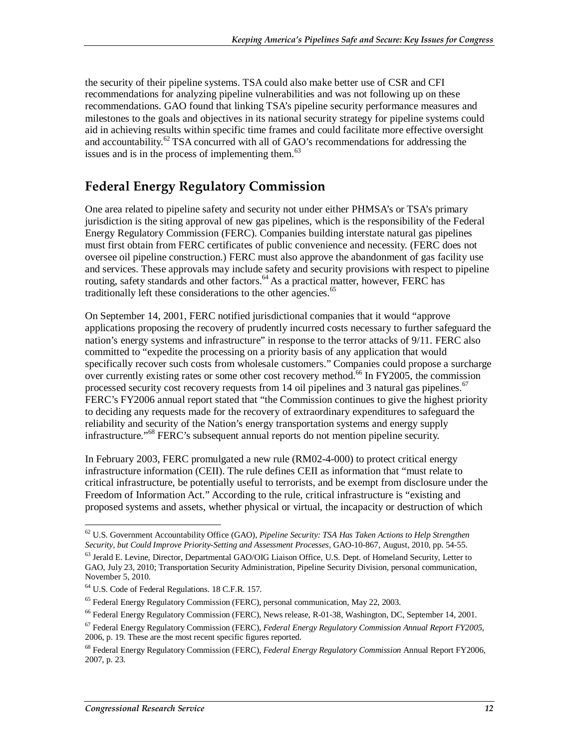the security of their pipeline systems. TSA could also make better use of CSR and CFI recommendations for analyzing pipeline vulnerabilities and was not following up on these recommendations. GAO found that linking TSA's pipeline security performance measures and milestones to the goals and objectives in its national security strategy for pipeline systems could aid in achieving results within specific time frames and could facilitate more effective oversight and accountability.[62] TSA concurred with all of GAO's recommendations for addressing the issues and is in the process of implementing them.[63]

## Federal Energy Regulatory Commission

One area related to pipeline safety and security not under either PHMSA's or TSA's primary jurisdiction is the siting approval of new gas pipelines, which is the responsibility of the Federal Energy Regulatory Commission (FERC). Companies building interstate natural gas pipelines must first obtain from FERC certificates of public convenience and necessity. (FERC does not oversee oil pipeline construction.) FERC must also approve the abandonment of gas facility use and services. These approvals may include safety and security provisions with respect to pipeline routing, safety standards and other factors.[64] As a practical matter, however, FERC has traditionally left these considerations to the other agencies.[65]

On September 14, 2001, FERC notified jurisdictional companies that it would "approve applications proposing the recovery of prudently incurred costs necessary to further safeguard the nation's energy systems and infrastructure" in response to the terror attacks of 9/11. FERC also committed to "expedite the processing on a priority basis of any application that would specifically recover such costs from wholesale customers." Companies could propose a surcharge over currently existing rates or some other cost recovery method.[66] In FY2005, the commission processed security cost recovery requests from 14 oil pipelines and 3 natural gas pipelines.[67] FERC's FY2006 annual report stated that "the Commission continues to give the highest priority to deciding any requests made for the recovery of extraordinary expenditures to safeguard the reliability and security of the Nation's energy transportation systems and energy supply infrastructure."[68] FERC's subsequent annual reports do not mention pipeline security.

In February 2003, FERC promulgated a new rule (RM02-4-000) to protect critical energy infrastructure information (CEII). The rule defines CEII as information that "must relate to critical infrastructure, be potentially useful to terrorists, and be exempt from disclosure under the Freedom of Information Act." According to the rule, critical infrastructure is "existing and proposed systems and assets, whether physical or virtual, the incapacity or destruction of which

---

[62] U.S. Government Accountability Office (GAO), *Pipeline Security: TSA Has Taken Actions to Help Strengthen Security, but Could Improve Priority-Setting and Assessment Processes*, GAO-10-867, August, 2010, pp. 54-55.

[63] Jerald E. Levine, Director, Departmental GAO/OIG Liaison Office, U.S. Dept. of Homeland Security, Letter to GAO, July 23, 2010; Transportation Security Administration, Pipeline Security Division, personal communication, November 5, 2010.

[64] U.S. Code of Federal Regulations. 18 C.F.R. 157.

[65] Federal Energy Regulatory Commission (FERC), personal communication, May 22, 2003.

[66] Federal Energy Regulatory Commission (FERC), News release, R-01-38, Washington, DC, September 14, 2001.

[67] Federal Energy Regulatory Commission (FERC), *Federal Energy Regulatory Commission Annual Report FY2005*, 2006, p. 19. These are the most recent specific figures reported.

[68] Federal Energy Regulatory Commission (FERC), *Federal Energy Regulatory Commission* Annual Report FY2006, 2007, p. 23.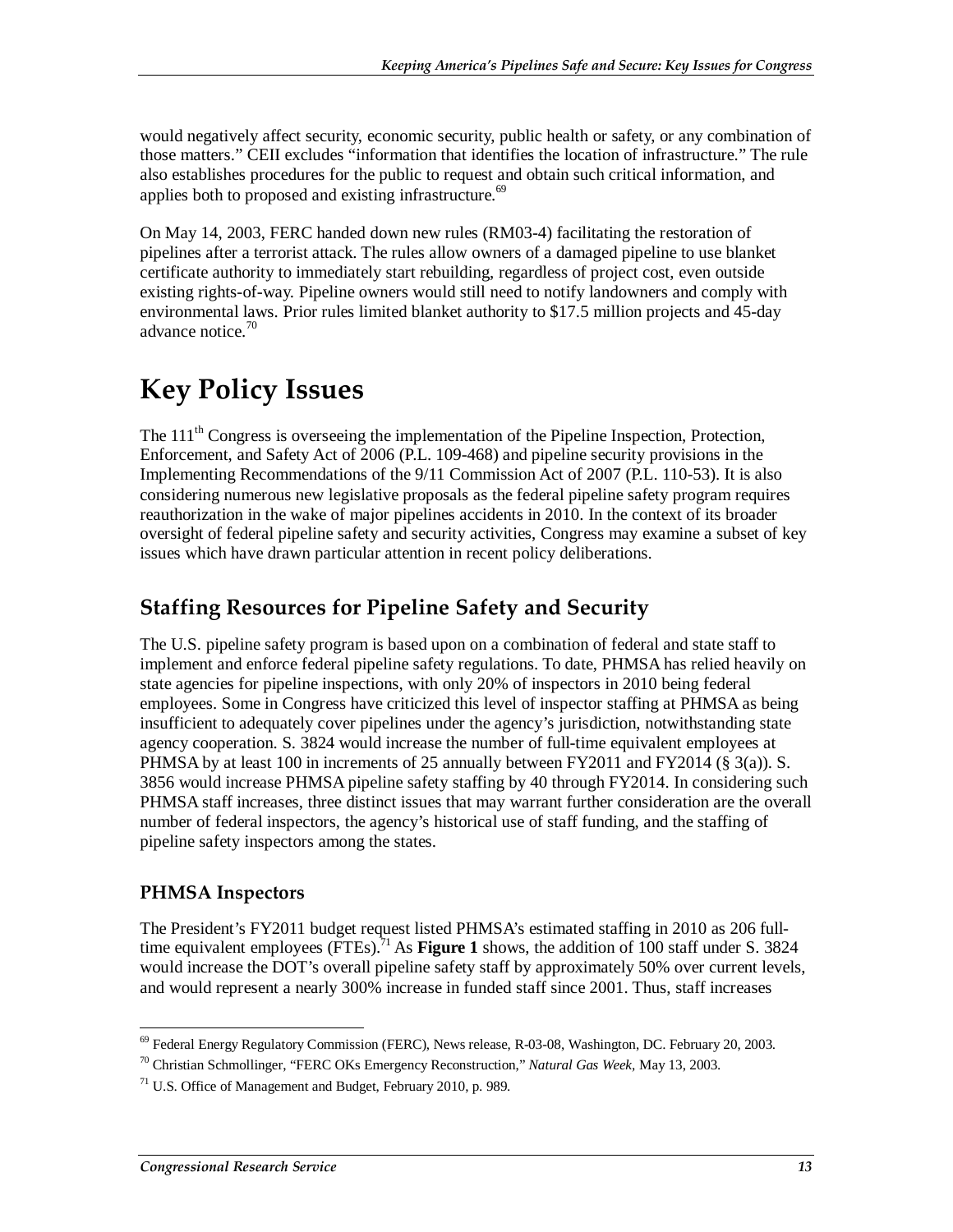would negatively affect security, economic security, public health or safety, or any combination of those matters." CEII excludes "information that identifies the location of infrastructure." The rule also establishes procedures for the public to request and obtain such critical information, and applies both to proposed and existing infrastructure.[69]

On May 14, 2003, FERC handed down new rules (RM03-4) facilitating the restoration of pipelines after a terrorist attack. The rules allow owners of a damaged pipeline to use blanket certificate authority to immediately start rebuilding, regardless of project cost, even outside existing rights-of-way. Pipeline owners would still need to notify landowners and comply with environmental laws. Prior rules limited blanket authority to $17.5 million projects and 45-day advance notice.[70]

# Key Policy Issues

The 111th Congress is overseeing the implementation of the Pipeline Inspection, Protection, Enforcement, and Safety Act of 2006 (P.L. 109-468) and pipeline security provisions in the Implementing Recommendations of the 9/11 Commission Act of 2007 (P.L. 110-53). It is also considering numerous new legislative proposals as the federal pipeline safety program requires reauthorization in the wake of major pipelines accidents in 2010. In the context of its broader oversight of federal pipeline safety and security activities, Congress may examine a subset of key issues which have drawn particular attention in recent policy deliberations.

## Staffing Resources for Pipeline Safety and Security

The U.S. pipeline safety program is based upon on a combination of federal and state staff to implement and enforce federal pipeline safety regulations. To date, PHMSA has relied heavily on state agencies for pipeline inspections, with only 20% of inspectors in 2010 being federal employees. Some in Congress have criticized this level of inspector staffing at PHMSA as being insufficient to adequately cover pipelines under the agency's jurisdiction, notwithstanding state agency cooperation. S. 3824 would increase the number of full-time equivalent employees at PHMSA by at least 100 in increments of 25 annually between FY2011 and FY2014 (§ 3(a)). S. 3856 would increase PHMSA pipeline safety staffing by 40 through FY2014. In considering such PHMSA staff increases, three distinct issues that may warrant further consideration are the overall number of federal inspectors, the agency's historical use of staff funding, and the staffing of pipeline safety inspectors among the states.

### PHMSA Inspectors

The President's FY2011 budget request listed PHMSA's estimated staffing in 2010 as 206 full-time equivalent employees (FTEs).[71] As **Figure 1** shows, the addition of 100 staff under S. 3824 would increase the DOT's overall pipeline safety staff by approximately 50% over current levels, and would represent a nearly 300% increase in funded staff since 2001. Thus, staff increases

[69] Federal Energy Regulatory Commission (FERC), News release, R-03-08, Washington, DC. February 20, 2003.

[70] Christian Schmollinger, "FERC OKs Emergency Reconstruction," *Natural Gas Week*, May 13, 2003.

[71] U.S. Office of Management and Budget, February 2010, p. 989.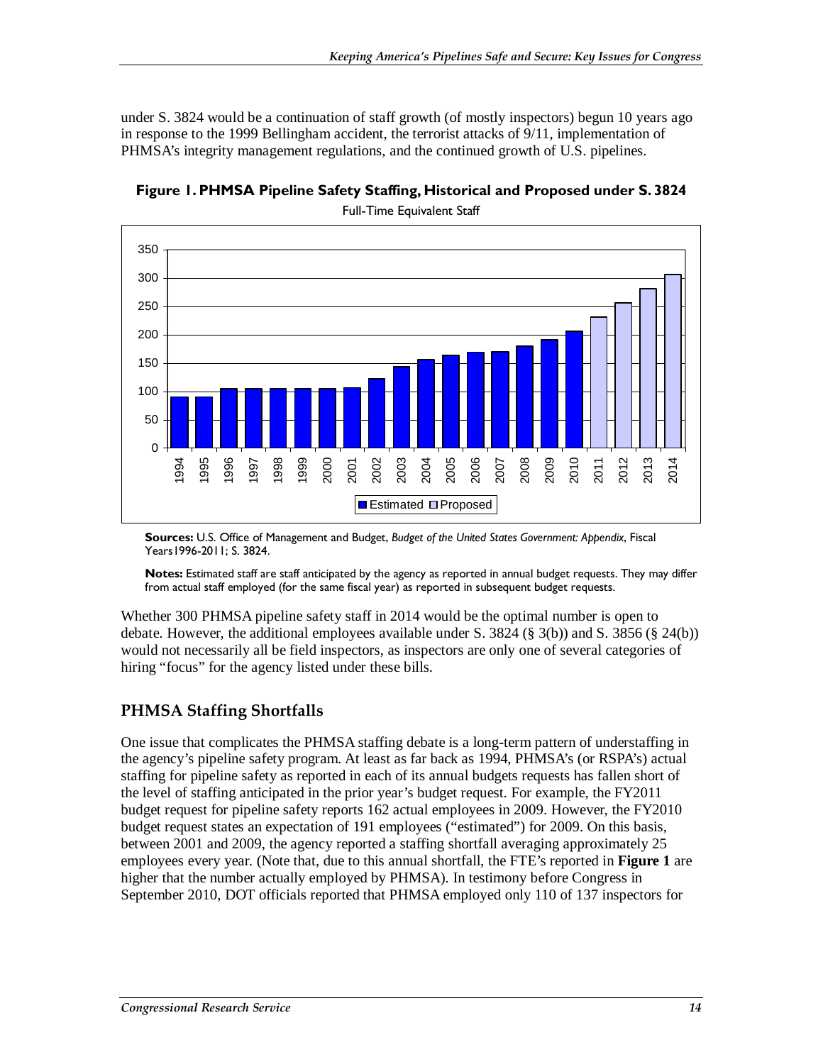under S. 3824 would be a continuation of staff growth (of mostly inspectors) begun 10 years ago in response to the 1999 Bellingham accident, the terrorist attacks of 9/11, implementation of PHMSA's integrity management regulations, and the continued growth of U.S. pipelines.

**Figure 1. PHMSA Pipeline Safety Staffing, Historical and Proposed under S. 3824**

Full-Time Equivalent Staff

**Sources:** U.S. Office of Management and Budget, *Budget of the United States Government: Appendix*, Fiscal Years1996-2011; S. 3824.

**Notes:** Estimated staff are staff anticipated by the agency as reported in annual budget requests. They may differ from actual staff employed (for the same fiscal year) as reported in subsequent budget requests.

Whether 300 PHMSA pipeline safety staff in 2014 would be the optimal number is open to debate. However, the additional employees available under S. 3824 (§ 3(b)) and S. 3856 (§ 24(b)) would not necessarily all be field inspectors, as inspectors are only one of several categories of hiring "focus" for the agency listed under these bills.

## PHMSA Staffing Shortfalls

One issue that complicates the PHMSA staffing debate is a long-term pattern of understaffing in the agency's pipeline safety program. At least as far back as 1994, PHMSA's (or RSPA's) actual staffing for pipeline safety as reported in each of its annual budgets requests has fallen short of the level of staffing anticipated in the prior year's budget request. For example, the FY2011 budget request for pipeline safety reports 162 actual employees in 2009. However, the FY2010 budget request states an expectation of 191 employees ("estimated") for 2009. On this basis, between 2001 and 2009, the agency reported a staffing shortfall averaging approximately 25 employees every year. (Note that, due to this annual shortfall, the FTE's reported in **Figure 1** are higher that the number actually employed by PHMSA). In testimony before Congress in September 2010, DOT officials reported that PHMSA employed only 110 of 137 inspectors for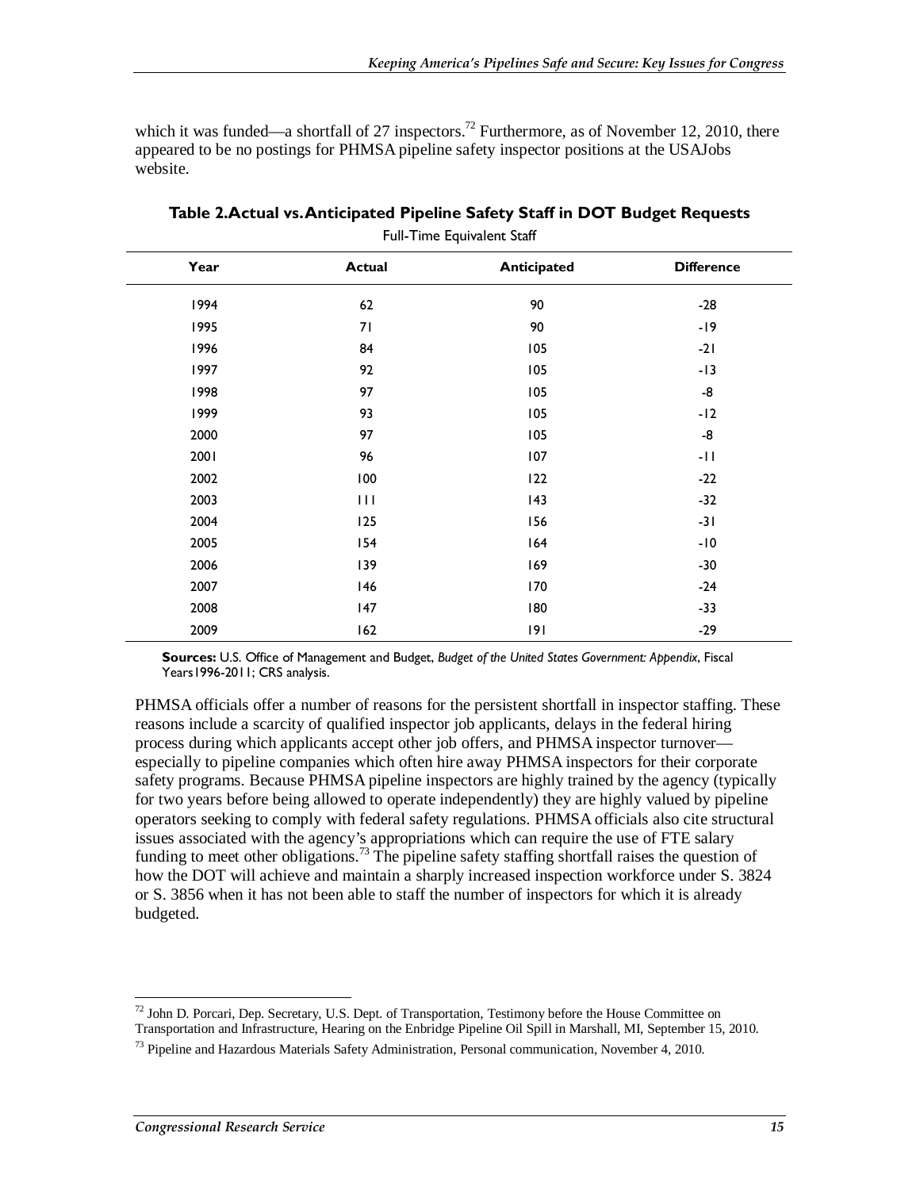which it was funded—a shortfall of 27 inspectors.[72] Furthermore, as of November 12, 2010, there appeared to be no postings for PHMSA pipeline safety inspector positions at the USAJobs website.

**Table 2. Actual vs. Anticipated Pipeline Safety Staff in DOT Budget Requests**

Full-Time Equivalent Staff

| Year | Actual | Anticipated | Difference |
|---|---|---|---|
| 1994 | 62 | 90 | -28 |
| 1995 | 71 | 90 | -19 |
| 1996 | 84 | 105 | -21 |
| 1997 | 92 | 105 | -13 |
| 1998 | 97 | 105 | -8 |
| 1999 | 93 | 105 | -12 |
| 2000 | 97 | 105 | -8 |
| 2001 | 96 | 107 | -11 |
| 2002 | 100 | 122 | -22 |
| 2003 | 111 | 143 | -32 |
| 2004 | 125 | 156 | -31 |
| 2005 | 154 | 164 | -10 |
| 2006 | 139 | 169 | -30 |
| 2007 | 146 | 170 | -24 |
| 2008 | 147 | 180 | -33 |
| 2009 | 162 | 191 | -29 |

**Sources:** U.S. Office of Management and Budget, *Budget of the United States Government: Appendix*, Fiscal Years1996-2011; CRS analysis.

PHMSA officials offer a number of reasons for the persistent shortfall in inspector staffing. These reasons include a scarcity of qualified inspector job applicants, delays in the federal hiring process during which applicants accept other job offers, and PHMSA inspector turnover—especially to pipeline companies which often hire away PHMSA inspectors for their corporate safety programs. Because PHMSA pipeline inspectors are highly trained by the agency (typically for two years before being allowed to operate independently) they are highly valued by pipeline operators seeking to comply with federal safety regulations. PHMSA officials also cite structural issues associated with the agency's appropriations which can require the use of FTE salary funding to meet other obligations.[73] The pipeline safety staffing shortfall raises the question of how the DOT will achieve and maintain a sharply increased inspection workforce under S. 3824 or S. 3856 when it has not been able to staff the number of inspectors for which it is already budgeted.

---

[72] John D. Porcari, Dep. Secretary, U.S. Dept. of Transportation, Testimony before the House Committee on Transportation and Infrastructure, Hearing on the Enbridge Pipeline Oil Spill in Marshall, MI, September 15, 2010.

[73] Pipeline and Hazardous Materials Safety Administration, Personal communication, November 4, 2010.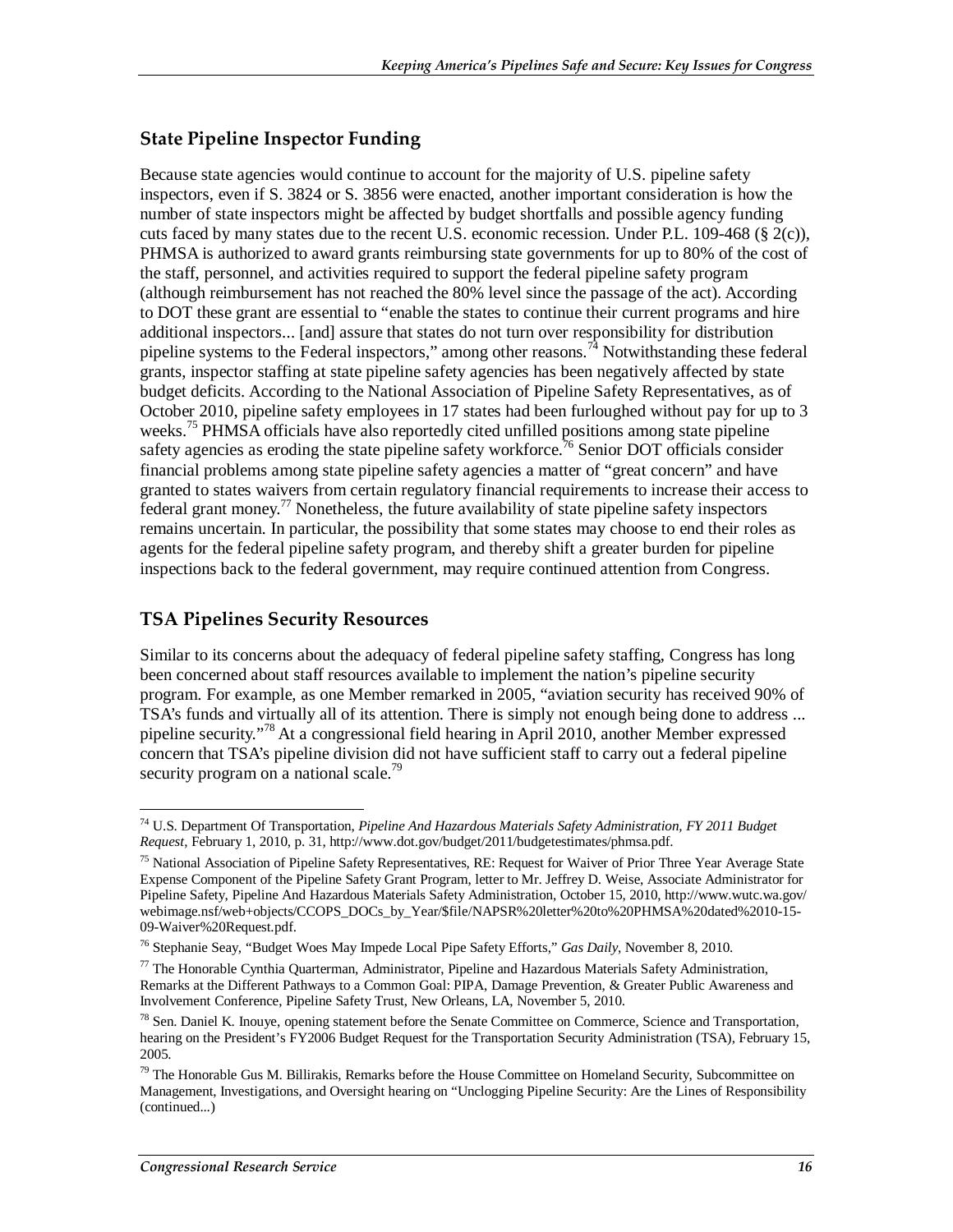## State Pipeline Inspector Funding

Because state agencies would continue to account for the majority of U.S. pipeline safety inspectors, even if S. 3824 or S. 3856 were enacted, another important consideration is how the number of state inspectors might be affected by budget shortfalls and possible agency funding cuts faced by many states due to the recent U.S. economic recession. Under P.L. 109-468 (§ 2(c)), PHMSA is authorized to award grants reimbursing state governments for up to 80% of the cost of the staff, personnel, and activities required to support the federal pipeline safety program (although reimbursement has not reached the 80% level since the passage of the act). According to DOT these grant are essential to "enable the states to continue their current programs and hire additional inspectors... [and] assure that states do not turn over responsibility for distribution pipeline systems to the Federal inspectors," among other reasons.[74] Notwithstanding these federal grants, inspector staffing at state pipeline safety agencies has been negatively affected by state budget deficits. According to the National Association of Pipeline Safety Representatives, as of October 2010, pipeline safety employees in 17 states had been furloughed without pay for up to 3 weeks.[75] PHMSA officials have also reportedly cited unfilled positions among state pipeline safety agencies as eroding the state pipeline safety workforce.[76] Senior DOT officials consider financial problems among state pipeline safety agencies a matter of "great concern" and have granted to states waivers from certain regulatory financial requirements to increase their access to federal grant money.[77] Nonetheless, the future availability of state pipeline safety inspectors remains uncertain. In particular, the possibility that some states may choose to end their roles as agents for the federal pipeline safety program, and thereby shift a greater burden for pipeline inspections back to the federal government, may require continued attention from Congress.

## TSA Pipelines Security Resources

Similar to its concerns about the adequacy of federal pipeline safety staffing, Congress has long been concerned about staff resources available to implement the nation's pipeline security program. For example, as one Member remarked in 2005, "aviation security has received 90% of TSA's funds and virtually all of its attention. There is simply not enough being done to address ... pipeline security."[78] At a congressional field hearing in April 2010, another Member expressed concern that TSA's pipeline division did not have sufficient staff to carry out a federal pipeline security program on a national scale.[79]

---

[74] U.S. Department Of Transportation, *Pipeline And Hazardous Materials Safety Administration, FY 2011 Budget Request*, February 1, 2010, p. 31, http://www.dot.gov/budget/2011/budgetestimates/phmsa.pdf.

[75] National Association of Pipeline Safety Representatives, RE: Request for Waiver of Prior Three Year Average State Expense Component of the Pipeline Safety Grant Program, letter to Mr. Jeffrey D. Weise, Associate Administrator for Pipeline Safety, Pipeline And Hazardous Materials Safety Administration, October 15, 2010, http://www.wutc.wa.gov/webimage.nsf/web+objects/CCOPS_DOCs_by_Year/$file/NAPSR%20letter%20to%20PHMSA%20dated%2010-15-09-Waiver%20Request.pdf.

[76] Stephanie Seay, "Budget Woes May Impede Local Pipe Safety Efforts," *Gas Daily*, November 8, 2010.

[77] The Honorable Cynthia Quarterman, Administrator, Pipeline and Hazardous Materials Safety Administration, Remarks at the Different Pathways to a Common Goal: PIPA, Damage Prevention, & Greater Public Awareness and Involvement Conference, Pipeline Safety Trust, New Orleans, LA, November 5, 2010.

[78] Sen. Daniel K. Inouye, opening statement before the Senate Committee on Commerce, Science and Transportation, hearing on the President's FY2006 Budget Request for the Transportation Security Administration (TSA), February 15, 2005.

[79] The Honorable Gus M. Billirakis, Remarks before the House Committee on Homeland Security, Subcommittee on Management, Investigations, and Oversight hearing on "Unclogging Pipeline Security: Are the Lines of Responsibility (continued...)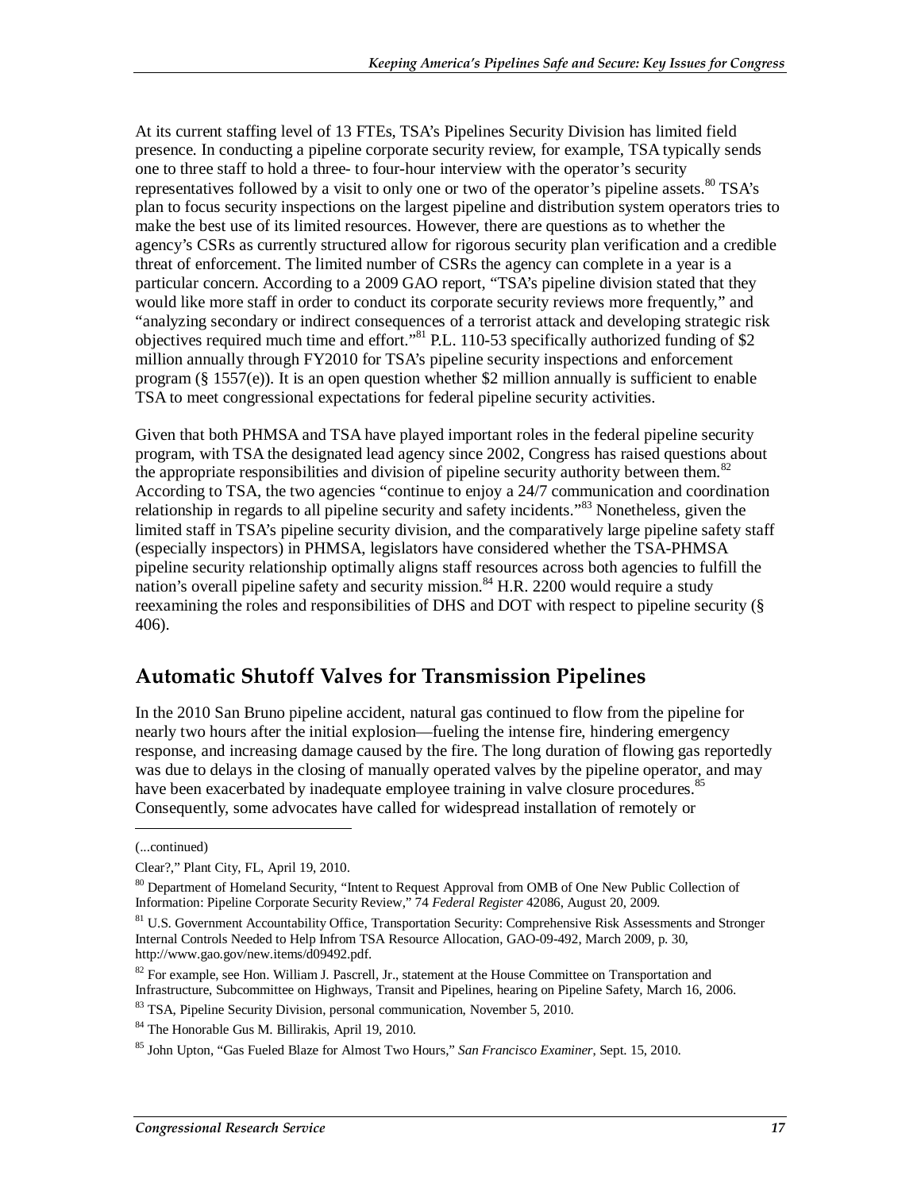At its current staffing level of 13 FTEs, TSA's Pipelines Security Division has limited field presence. In conducting a pipeline corporate security review, for example, TSA typically sends one to three staff to hold a three- to four-hour interview with the operator's security representatives followed by a visit to only one or two of the operator's pipeline assets.[80] TSA's plan to focus security inspections on the largest pipeline and distribution system operators tries to make the best use of its limited resources. However, there are questions as to whether the agency's CSRs as currently structured allow for rigorous security plan verification and a credible threat of enforcement. The limited number of CSRs the agency can complete in a year is a particular concern. According to a 2009 GAO report, "TSA's pipeline division stated that they would like more staff in order to conduct its corporate security reviews more frequently," and "analyzing secondary or indirect consequences of a terrorist attack and developing strategic risk objectives required much time and effort."[81] P.L. 110-53 specifically authorized funding of $2 million annually through FY2010 for TSA's pipeline security inspections and enforcement program (§ 1557(e)). It is an open question whether $2 million annually is sufficient to enable TSA to meet congressional expectations for federal pipeline security activities.

Given that both PHMSA and TSA have played important roles in the federal pipeline security program, with TSA the designated lead agency since 2002, Congress has raised questions about the appropriate responsibilities and division of pipeline security authority between them.[82] According to TSA, the two agencies "continue to enjoy a 24/7 communication and coordination relationship in regards to all pipeline security and safety incidents."[83] Nonetheless, given the limited staff in TSA's pipeline security division, and the comparatively large pipeline safety staff (especially inspectors) in PHMSA, legislators have considered whether the TSA-PHMSA pipeline security relationship optimally aligns staff resources across both agencies to fulfill the nation's overall pipeline safety and security mission.[84] H.R. 2200 would require a study reexamining the roles and responsibilities of DHS and DOT with respect to pipeline security (§ 406).

## Automatic Shutoff Valves for Transmission Pipelines

In the 2010 San Bruno pipeline accident, natural gas continued to flow from the pipeline for nearly two hours after the initial explosion—fueling the intense fire, hindering emergency response, and increasing damage caused by the fire. The long duration of flowing gas reportedly was due to delays in the closing of manually operated valves by the pipeline operator, and may have been exacerbated by inadequate employee training in valve closure procedures.[85] Consequently, some advocates have called for widespread installation of remotely or

---

(...continued)

Clear?," Plant City, FL, April 19, 2010.

[80] Department of Homeland Security, "Intent to Request Approval from OMB of One New Public Collection of Information: Pipeline Corporate Security Review," 74 *Federal Register* 42086, August 20, 2009.

[81] U.S. Government Accountability Office, Transportation Security: Comprehensive Risk Assessments and Stronger Internal Controls Needed to Help Infrom TSA Resource Allocation, GAO-09-492, March 2009, p. 30, http://www.gao.gov/new.items/d09492.pdf.

[82] For example, see Hon. William J. Pascrell, Jr., statement at the House Committee on Transportation and Infrastructure, Subcommittee on Highways, Transit and Pipelines, hearing on Pipeline Safety, March 16, 2006.

[83] TSA, Pipeline Security Division, personal communication, November 5, 2010.

[84] The Honorable Gus M. Billirakis, April 19, 2010.

[85] John Upton, "Gas Fueled Blaze for Almost Two Hours," *San Francisco Examiner*, Sept. 15, 2010.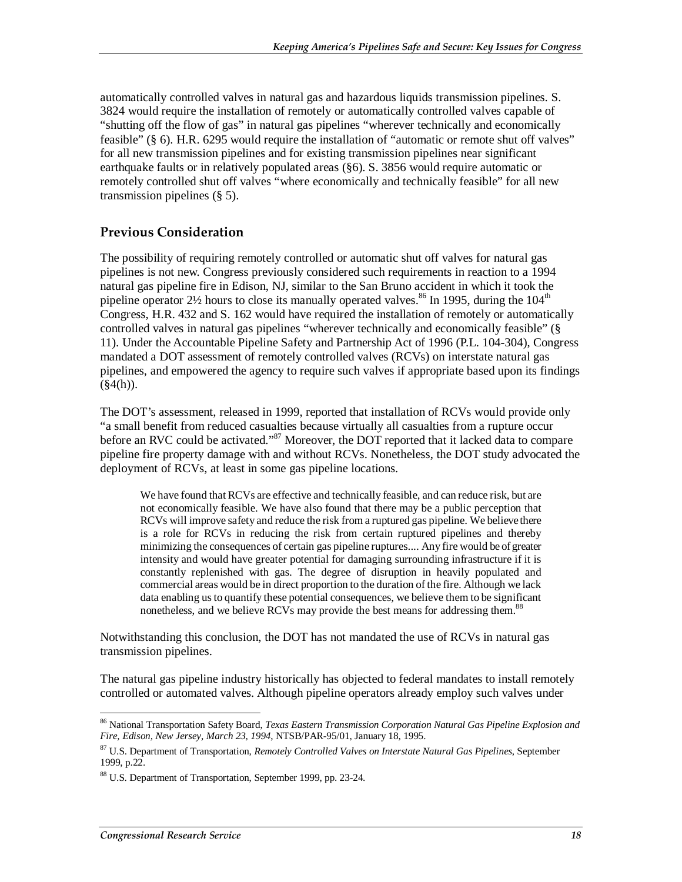automatically controlled valves in natural gas and hazardous liquids transmission pipelines. S. 3824 would require the installation of remotely or automatically controlled valves capable of "shutting off the flow of gas" in natural gas pipelines "wherever technically and economically feasible" (§ 6). H.R. 6295 would require the installation of "automatic or remote shut off valves" for all new transmission pipelines and for existing transmission pipelines near significant earthquake faults or in relatively populated areas (§6). S. 3856 would require automatic or remotely controlled shut off valves "where economically and technically feasible" for all new transmission pipelines (§ 5).

## Previous Consideration

The possibility of requiring remotely controlled or automatic shut off valves for natural gas pipelines is not new. Congress previously considered such requirements in reaction to a 1994 natural gas pipeline fire in Edison, NJ, similar to the San Bruno accident in which it took the pipeline operator 2½ hours to close its manually operated valves.[86] In 1995, during the 104th Congress, H.R. 432 and S. 162 would have required the installation of remotely or automatically controlled valves in natural gas pipelines "wherever technically and economically feasible" (§ 11). Under the Accountable Pipeline Safety and Partnership Act of 1996 (P.L. 104-304), Congress mandated a DOT assessment of remotely controlled valves (RCVs) on interstate natural gas pipelines, and empowered the agency to require such valves if appropriate based upon its findings (§4(h)).

The DOT's assessment, released in 1999, reported that installation of RCVs would provide only "a small benefit from reduced casualties because virtually all casualties from a rupture occur before an RVC could be activated."[87] Moreover, the DOT reported that it lacked data to compare pipeline fire property damage with and without RCVs. Nonetheless, the DOT study advocated the deployment of RCVs, at least in some gas pipeline locations.

> We have found that RCVs are effective and technically feasible, and can reduce risk, but are not economically feasible. We have also found that there may be a public perception that RCVs will improve safety and reduce the risk from a ruptured gas pipeline. We believe there is a role for RCVs in reducing the risk from certain ruptured pipelines and thereby minimizing the consequences of certain gas pipeline ruptures.... Any fire would be of greater intensity and would have greater potential for damaging surrounding infrastructure if it is constantly replenished with gas. The degree of disruption in heavily populated and commercial areas would be in direct proportion to the duration of the fire. Although we lack data enabling us to quantify these potential consequences, we believe them to be significant nonetheless, and we believe RCVs may provide the best means for addressing them.[88]

Notwithstanding this conclusion, the DOT has not mandated the use of RCVs in natural gas transmission pipelines.

The natural gas pipeline industry historically has objected to federal mandates to install remotely controlled or automated valves. Although pipeline operators already employ such valves under

---

[86] National Transportation Safety Board, *Texas Eastern Transmission Corporation Natural Gas Pipeline Explosion and Fire, Edison, New Jersey, March 23, 1994*, NTSB/PAR-95/01, January 18, 1995.

[87] U.S. Department of Transportation, *Remotely Controlled Valves on Interstate Natural Gas Pipelines*, September 1999, p.22.

[88] U.S. Department of Transportation, September 1999, pp. 23-24.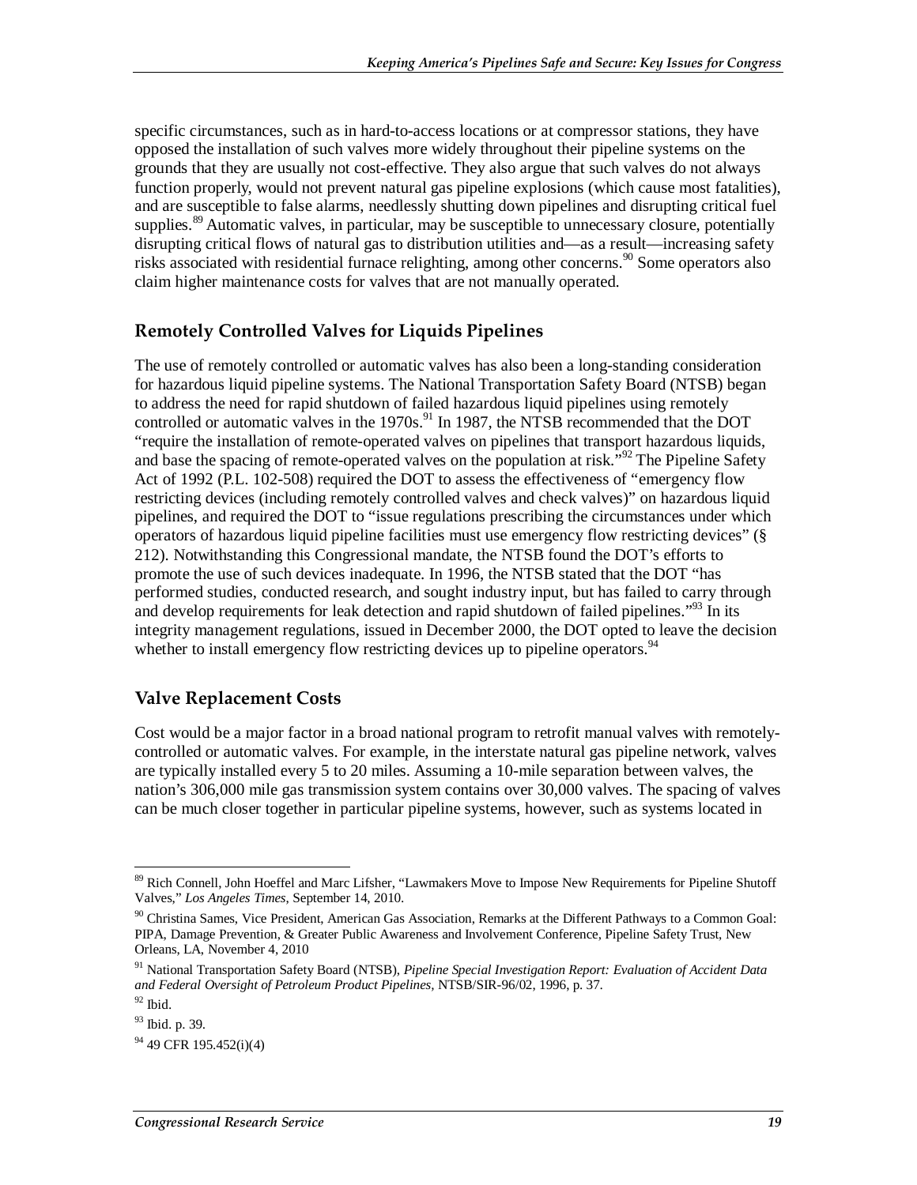specific circumstances, such as in hard-to-access locations or at compressor stations, they have opposed the installation of such valves more widely throughout their pipeline systems on the grounds that they are usually not cost-effective. They also argue that such valves do not always function properly, would not prevent natural gas pipeline explosions (which cause most fatalities), and are susceptible to false alarms, needlessly shutting down pipelines and disrupting critical fuel supplies.[89] Automatic valves, in particular, may be susceptible to unnecessary closure, potentially disrupting critical flows of natural gas to distribution utilities and—as a result—increasing safety risks associated with residential furnace relighting, among other concerns.[90] Some operators also claim higher maintenance costs for valves that are not manually operated.

## Remotely Controlled Valves for Liquids Pipelines

The use of remotely controlled or automatic valves has also been a long-standing consideration for hazardous liquid pipeline systems. The National Transportation Safety Board (NTSB) began to address the need for rapid shutdown of failed hazardous liquid pipelines using remotely controlled or automatic valves in the 1970s.[91] In 1987, the NTSB recommended that the DOT "require the installation of remote-operated valves on pipelines that transport hazardous liquids, and base the spacing of remote-operated valves on the population at risk."[92] The Pipeline Safety Act of 1992 (P.L. 102-508) required the DOT to assess the effectiveness of "emergency flow restricting devices (including remotely controlled valves and check valves)" on hazardous liquid pipelines, and required the DOT to "issue regulations prescribing the circumstances under which operators of hazardous liquid pipeline facilities must use emergency flow restricting devices" (§ 212). Notwithstanding this Congressional mandate, the NTSB found the DOT's efforts to promote the use of such devices inadequate. In 1996, the NTSB stated that the DOT "has performed studies, conducted research, and sought industry input, but has failed to carry through and develop requirements for leak detection and rapid shutdown of failed pipelines."[93] In its integrity management regulations, issued in December 2000, the DOT opted to leave the decision whether to install emergency flow restricting devices up to pipeline operators.[94]

## Valve Replacement Costs

Cost would be a major factor in a broad national program to retrofit manual valves with remotely-controlled or automatic valves. For example, in the interstate natural gas pipeline network, valves are typically installed every 5 to 20 miles. Assuming a 10-mile separation between valves, the nation's 306,000 mile gas transmission system contains over 30,000 valves. The spacing of valves can be much closer together in particular pipeline systems, however, such as systems located in

---

[89] Rich Connell, John Hoeffel and Marc Lifsher, "Lawmakers Move to Impose New Requirements for Pipeline Shutoff Valves," *Los Angeles Times*, September 14, 2010.

[90] Christina Sames, Vice President, American Gas Association, Remarks at the Different Pathways to a Common Goal: PIPA, Damage Prevention, & Greater Public Awareness and Involvement Conference, Pipeline Safety Trust, New Orleans, LA, November 4, 2010

[91] National Transportation Safety Board (NTSB), *Pipeline Special Investigation Report: Evaluation of Accident Data and Federal Oversight of Petroleum Product Pipelines*, NTSB/SIR-96/02, 1996, p. 37.

[92] Ibid.

[93] Ibid. p. 39.

[94] 49 CFR 195.452(i)(4)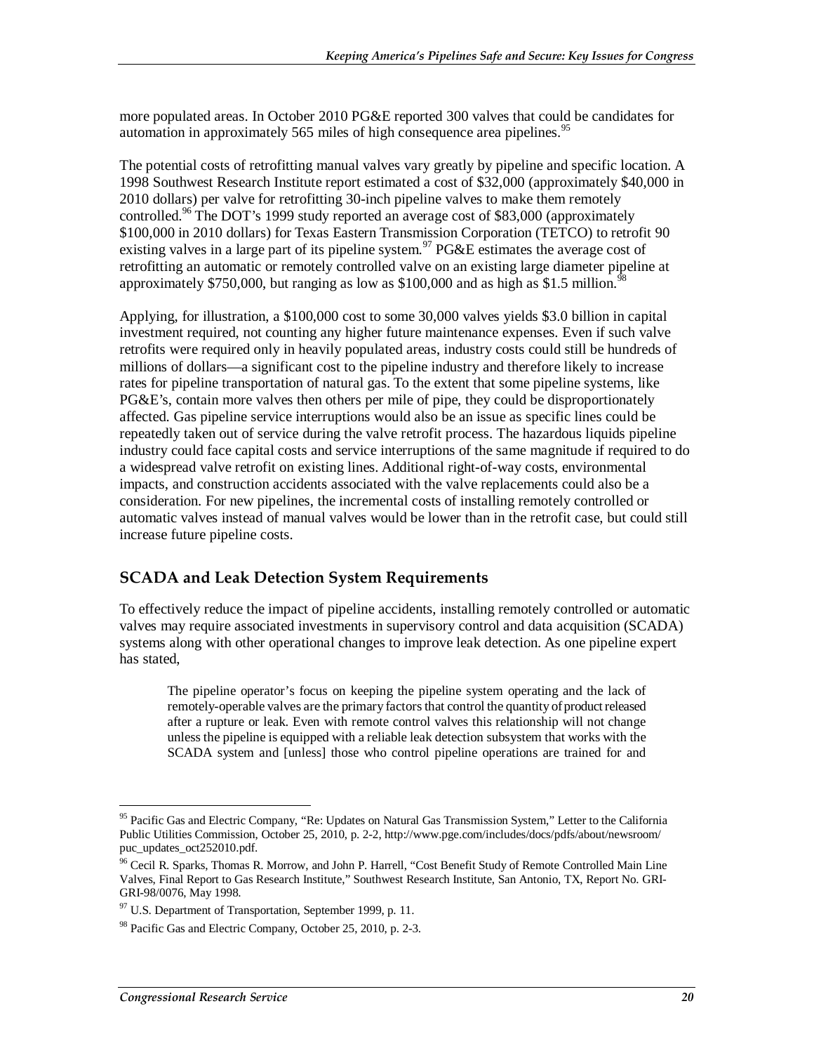more populated areas. In October 2010 PG&E reported 300 valves that could be candidates for automation in approximately 565 miles of high consequence area pipelines.[95]

The potential costs of retrofitting manual valves vary greatly by pipeline and specific location. A 1998 Southwest Research Institute report estimated a cost of $32,000 (approximately $40,000 in 2010 dollars) per valve for retrofitting 30-inch pipeline valves to make them remotely controlled.[96] The DOT's 1999 study reported an average cost of $83,000 (approximately $100,000 in 2010 dollars) for Texas Eastern Transmission Corporation (TETCO) to retrofit 90 existing valves in a large part of its pipeline system.[97] PG&E estimates the average cost of retrofitting an automatic or remotely controlled valve on an existing large diameter pipeline at approximately $750,000, but ranging as low as $100,000 and as high as $1.5 million.[98]

Applying, for illustration, a $100,000 cost to some 30,000 valves yields $3.0 billion in capital investment required, not counting any higher future maintenance expenses. Even if such valve retrofits were required only in heavily populated areas, industry costs could still be hundreds of millions of dollars—a significant cost to the pipeline industry and therefore likely to increase rates for pipeline transportation of natural gas. To the extent that some pipeline systems, like PG&E's, contain more valves then others per mile of pipe, they could be disproportionately affected. Gas pipeline service interruptions would also be an issue as specific lines could be repeatedly taken out of service during the valve retrofit process. The hazardous liquids pipeline industry could face capital costs and service interruptions of the same magnitude if required to do a widespread valve retrofit on existing lines. Additional right-of-way costs, environmental impacts, and construction accidents associated with the valve replacements could also be a consideration. For new pipelines, the incremental costs of installing remotely controlled or automatic valves instead of manual valves would be lower than in the retrofit case, but could still increase future pipeline costs.

### SCADA and Leak Detection System Requirements

To effectively reduce the impact of pipeline accidents, installing remotely controlled or automatic valves may require associated investments in supervisory control and data acquisition (SCADA) systems along with other operational changes to improve leak detection. As one pipeline expert has stated,

> The pipeline operator's focus on keeping the pipeline system operating and the lack of remotely-operable valves are the primary factors that control the quantity of product released after a rupture or leak. Even with remote control valves this relationship will not change unless the pipeline is equipped with a reliable leak detection subsystem that works with the SCADA system and [unless] those who control pipeline operations are trained for and

---

[95] Pacific Gas and Electric Company, "Re: Updates on Natural Gas Transmission System," Letter to the California Public Utilities Commission, October 25, 2010, p. 2-2, http://www.pge.com/includes/docs/pdfs/about/newsroom/puc_updates_oct252010.pdf.

[96] Cecil R. Sparks, Thomas R. Morrow, and John P. Harrell, "Cost Benefit Study of Remote Controlled Main Line Valves, Final Report to Gas Research Institute," Southwest Research Institute, San Antonio, TX, Report No. GRI-GRI-98/0076, May 1998.

[97] U.S. Department of Transportation, September 1999, p. 11.

[98] Pacific Gas and Electric Company, October 25, 2010, p. 2-3.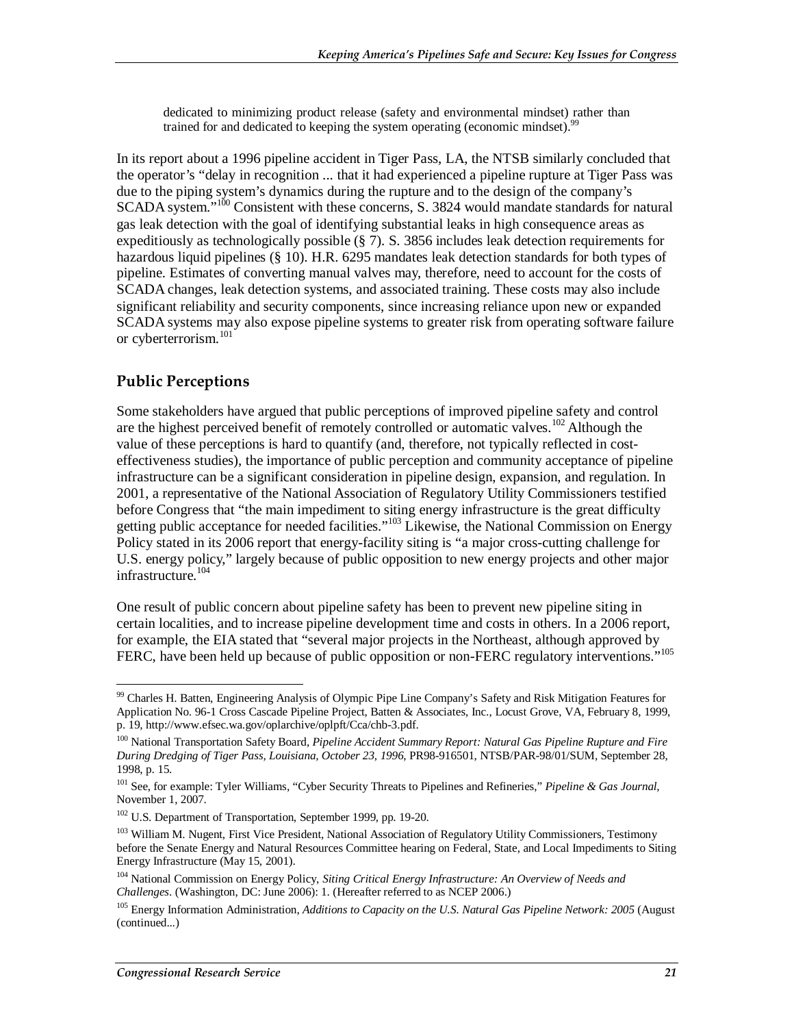dedicated to minimizing product release (safety and environmental mindset) rather than trained for and dedicated to keeping the system operating (economic mindset).[99]

In its report about a 1996 pipeline accident in Tiger Pass, LA, the NTSB similarly concluded that the operator's "delay in recognition ... that it had experienced a pipeline rupture at Tiger Pass was due to the piping system's dynamics during the rupture and to the design of the company's SCADA system."[100] Consistent with these concerns, S. 3824 would mandate standards for natural gas leak detection with the goal of identifying substantial leaks in high consequence areas as expeditiously as technologically possible (§ 7). S. 3856 includes leak detection requirements for hazardous liquid pipelines (§ 10). H.R. 6295 mandates leak detection standards for both types of pipeline. Estimates of converting manual valves may, therefore, need to account for the costs of SCADA changes, leak detection systems, and associated training. These costs may also include significant reliability and security components, since increasing reliance upon new or expanded SCADA systems may also expose pipeline systems to greater risk from operating software failure or cyberterrorism.[101]

## Public Perceptions

Some stakeholders have argued that public perceptions of improved pipeline safety and control are the highest perceived benefit of remotely controlled or automatic valves.[102] Although the value of these perceptions is hard to quantify (and, therefore, not typically reflected in cost-effectiveness studies), the importance of public perception and community acceptance of pipeline infrastructure can be a significant consideration in pipeline design, expansion, and regulation. In 2001, a representative of the National Association of Regulatory Utility Commissioners testified before Congress that "the main impediment to siting energy infrastructure is the great difficulty getting public acceptance for needed facilities."[103] Likewise, the National Commission on Energy Policy stated in its 2006 report that energy-facility siting is "a major cross-cutting challenge for U.S. energy policy," largely because of public opposition to new energy projects and other major infrastructure.[104]

One result of public concern about pipeline safety has been to prevent new pipeline siting in certain localities, and to increase pipeline development time and costs in others. In a 2006 report, for example, the EIA stated that "several major projects in the Northeast, although approved by FERC, have been held up because of public opposition or non-FERC regulatory interventions."[105]

---

[99] Charles H. Batten, Engineering Analysis of Olympic Pipe Line Company's Safety and Risk Mitigation Features for Application No. 96-1 Cross Cascade Pipeline Project, Batten & Associates, Inc., Locust Grove, VA, February 8, 1999, p. 19, http://www.efsec.wa.gov/oplarchive/oplpft/Cca/chb-3.pdf.

[100] National Transportation Safety Board, *Pipeline Accident Summary Report: Natural Gas Pipeline Rupture and Fire During Dredging of Tiger Pass, Louisiana, October 23, 1996*, PR98-916501, NTSB/PAR-98/01/SUM, September 28, 1998, p. 15.

[101] See, for example: Tyler Williams, "Cyber Security Threats to Pipelines and Refineries," *Pipeline & Gas Journal*, November 1, 2007.

[102] U.S. Department of Transportation, September 1999, pp. 19-20.

[103] William M. Nugent, First Vice President, National Association of Regulatory Utility Commissioners, Testimony before the Senate Energy and Natural Resources Committee hearing on Federal, State, and Local Impediments to Siting Energy Infrastructure (May 15, 2001).

[104] National Commission on Energy Policy, *Siting Critical Energy Infrastructure: An Overview of Needs and Challenges*. (Washington, DC: June 2006): 1. (Hereafter referred to as NCEP 2006.)

[105] Energy Information Administration, *Additions to Capacity on the U.S. Natural Gas Pipeline Network: 2005* (August (continued...)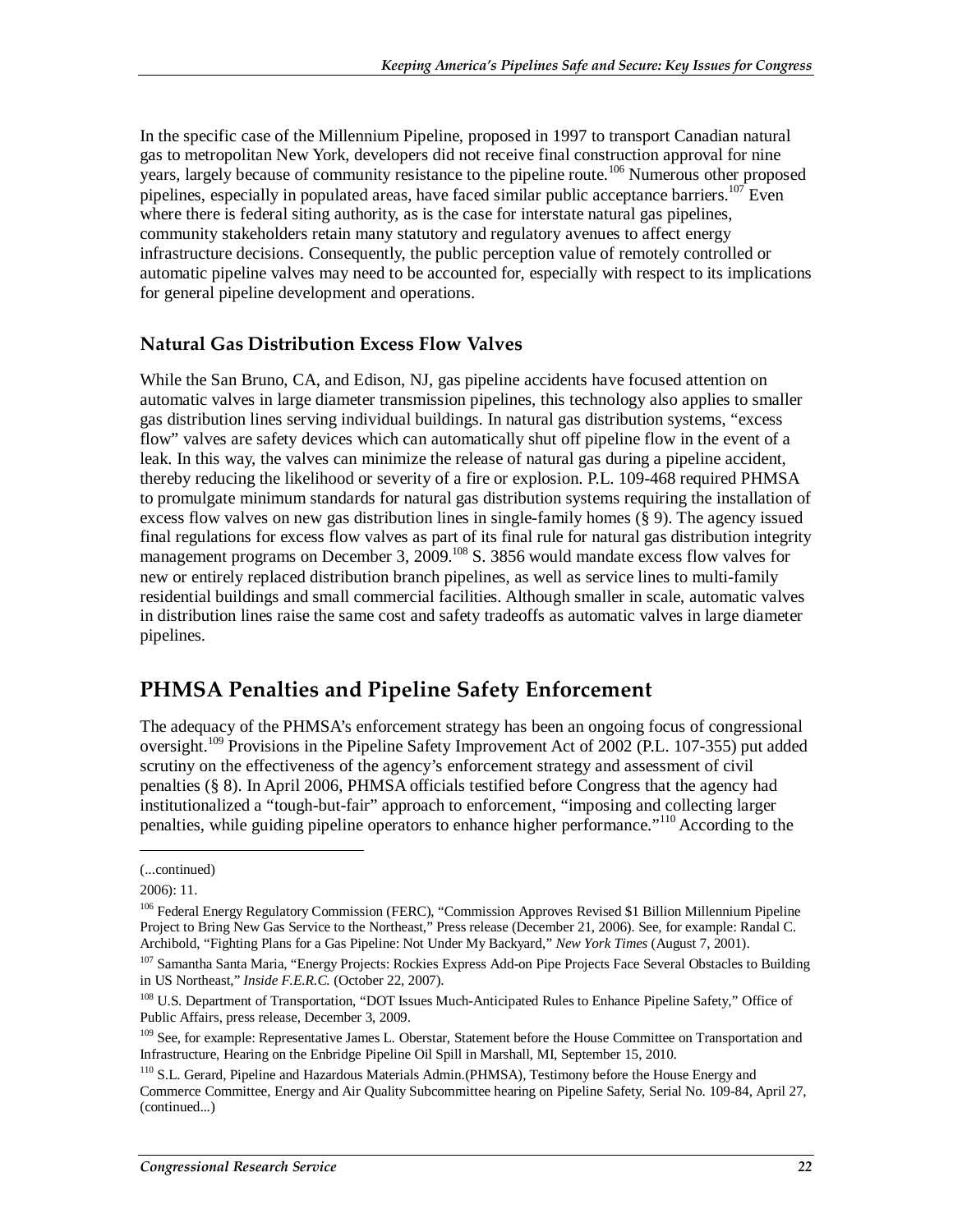In the specific case of the Millennium Pipeline, proposed in 1997 to transport Canadian natural gas to metropolitan New York, developers did not receive final construction approval for nine years, largely because of community resistance to the pipeline route.[106] Numerous other proposed pipelines, especially in populated areas, have faced similar public acceptance barriers.[107] Even where there is federal siting authority, as is the case for interstate natural gas pipelines, community stakeholders retain many statutory and regulatory avenues to affect energy infrastructure decisions. Consequently, the public perception value of remotely controlled or automatic pipeline valves may need to be accounted for, especially with respect to its implications for general pipeline development and operations.

### Natural Gas Distribution Excess Flow Valves

While the San Bruno, CA, and Edison, NJ, gas pipeline accidents have focused attention on automatic valves in large diameter transmission pipelines, this technology also applies to smaller gas distribution lines serving individual buildings. In natural gas distribution systems, "excess flow" valves are safety devices which can automatically shut off pipeline flow in the event of a leak. In this way, the valves can minimize the release of natural gas during a pipeline accident, thereby reducing the likelihood or severity of a fire or explosion. P.L. 109-468 required PHMSA to promulgate minimum standards for natural gas distribution systems requiring the installation of excess flow valves on new gas distribution lines in single-family homes (§ 9). The agency issued final regulations for excess flow valves as part of its final rule for natural gas distribution integrity management programs on December 3, 2009.[108] S. 3856 would mandate excess flow valves for new or entirely replaced distribution branch pipelines, as well as service lines to multi-family residential buildings and small commercial facilities. Although smaller in scale, automatic valves in distribution lines raise the same cost and safety tradeoffs as automatic valves in large diameter pipelines.

## PHMSA Penalties and Pipeline Safety Enforcement

The adequacy of the PHMSA's enforcement strategy has been an ongoing focus of congressional oversight.[109] Provisions in the Pipeline Safety Improvement Act of 2002 (P.L. 107-355) put added scrutiny on the effectiveness of the agency's enforcement strategy and assessment of civil penalties (§ 8). In April 2006, PHMSA officials testified before Congress that the agency had institutionalized a "tough-but-fair" approach to enforcement, "imposing and collecting larger penalties, while guiding pipeline operators to enhance higher performance."[110] According to the

---

(...continued)

2006): 11.

[106] Federal Energy Regulatory Commission (FERC), "Commission Approves Revised $1 Billion Millennium Pipeline Project to Bring New Gas Service to the Northeast," Press release (December 21, 2006). See, for example: Randal C. Archibold, "Fighting Plans for a Gas Pipeline: Not Under My Backyard," *New York Times* (August 7, 2001).

[107] Samantha Santa Maria, "Energy Projects: Rockies Express Add-on Pipe Projects Face Several Obstacles to Building in US Northeast," *Inside F.E.R.C.* (October 22, 2007).

[108] U.S. Department of Transportation, "DOT Issues Much-Anticipated Rules to Enhance Pipeline Safety," Office of Public Affairs, press release, December 3, 2009.

[109] See, for example: Representative James L. Oberstar, Statement before the House Committee on Transportation and Infrastructure, Hearing on the Enbridge Pipeline Oil Spill in Marshall, MI, September 15, 2010.

[110] S.L. Gerard, Pipeline and Hazardous Materials Admin.(PHMSA), Testimony before the House Energy and Commerce Committee, Energy and Air Quality Subcommittee hearing on Pipeline Safety, Serial No. 109-84, April 27, (continued...)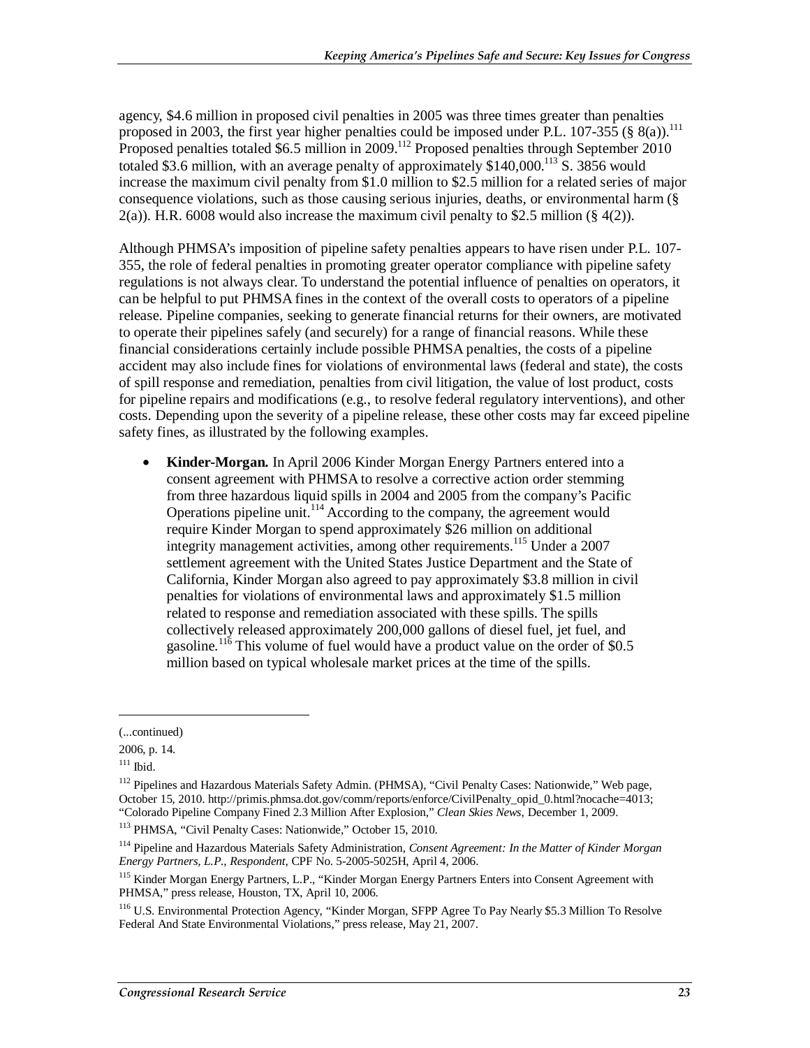agency, \$4.6 million in proposed civil penalties in 2005 was three times greater than penalties proposed in 2003, the first year higher penalties could be imposed under P.L. 107-355 (§ 8(a)).[111] Proposed penalties totaled \$6.5 million in 2009.[112] Proposed penalties through September 2010 totaled \$3.6 million, with an average penalty of approximately \$140,000.[113] S. 3856 would increase the maximum civil penalty from \$1.0 million to \$2.5 million for a related series of major consequence violations, such as those causing serious injuries, deaths, or environmental harm (§ 2(a)). H.R. 6008 would also increase the maximum civil penalty to \$2.5 million (§ 4(2)).

Although PHMSA's imposition of pipeline safety penalties appears to have risen under P.L. 107-355, the role of federal penalties in promoting greater operator compliance with pipeline safety regulations is not always clear. To understand the potential influence of penalties on operators, it can be helpful to put PHMSA fines in the context of the overall costs to operators of a pipeline release. Pipeline companies, seeking to generate financial returns for their owners, are motivated to operate their pipelines safely (and securely) for a range of financial reasons. While these financial considerations certainly include possible PHMSA penalties, the costs of a pipeline accident may also include fines for violations of environmental laws (federal and state), the costs of spill response and remediation, penalties from civil litigation, the value of lost product, costs for pipeline repairs and modifications (e.g., to resolve federal regulatory interventions), and other costs. Depending upon the severity of a pipeline release, these other costs may far exceed pipeline safety fines, as illustrated by the following examples.

- **Kinder-Morgan.** In April 2006 Kinder Morgan Energy Partners entered into a consent agreement with PHMSA to resolve a corrective action order stemming from three hazardous liquid spills in 2004 and 2005 from the company's Pacific Operations pipeline unit.[114] According to the company, the agreement would require Kinder Morgan to spend approximately \$26 million on additional integrity management activities, among other requirements.[115] Under a 2007 settlement agreement with the United States Justice Department and the State of California, Kinder Morgan also agreed to pay approximately \$3.8 million in civil penalties for violations of environmental laws and approximately \$1.5 million related to response and remediation associated with these spills. The spills collectively released approximately 200,000 gallons of diesel fuel, jet fuel, and gasoline.[116] This volume of fuel would have a product value on the order of \$0.5 million based on typical wholesale market prices at the time of the spills.

---

(...continued)

2006, p. 14.

[111] Ibid.

[112] Pipelines and Hazardous Materials Safety Admin. (PHMSA), "Civil Penalty Cases: Nationwide," Web page, October 15, 2010. http://primis.phmsa.dot.gov/comm/reports/enforce/CivilPenalty_opid_0.html?nocache=4013; "Colorado Pipeline Company Fined 2.3 Million After Explosion," *Clean Skies News*, December 1, 2009.

[113] PHMSA, "Civil Penalty Cases: Nationwide," October 15, 2010.

[114] Pipeline and Hazardous Materials Safety Administration, *Consent Agreement: In the Matter of Kinder Morgan Energy Partners, L.P., Respondent*, CPF No. 5-2005-5025H, April 4, 2006.

[115] Kinder Morgan Energy Partners, L.P., "Kinder Morgan Energy Partners Enters into Consent Agreement with PHMSA," press release, Houston, TX, April 10, 2006.

[116] U.S. Environmental Protection Agency, "Kinder Morgan, SFPP Agree To Pay Nearly \$5.3 Million To Resolve Federal And State Environmental Violations," press release, May 21, 2007.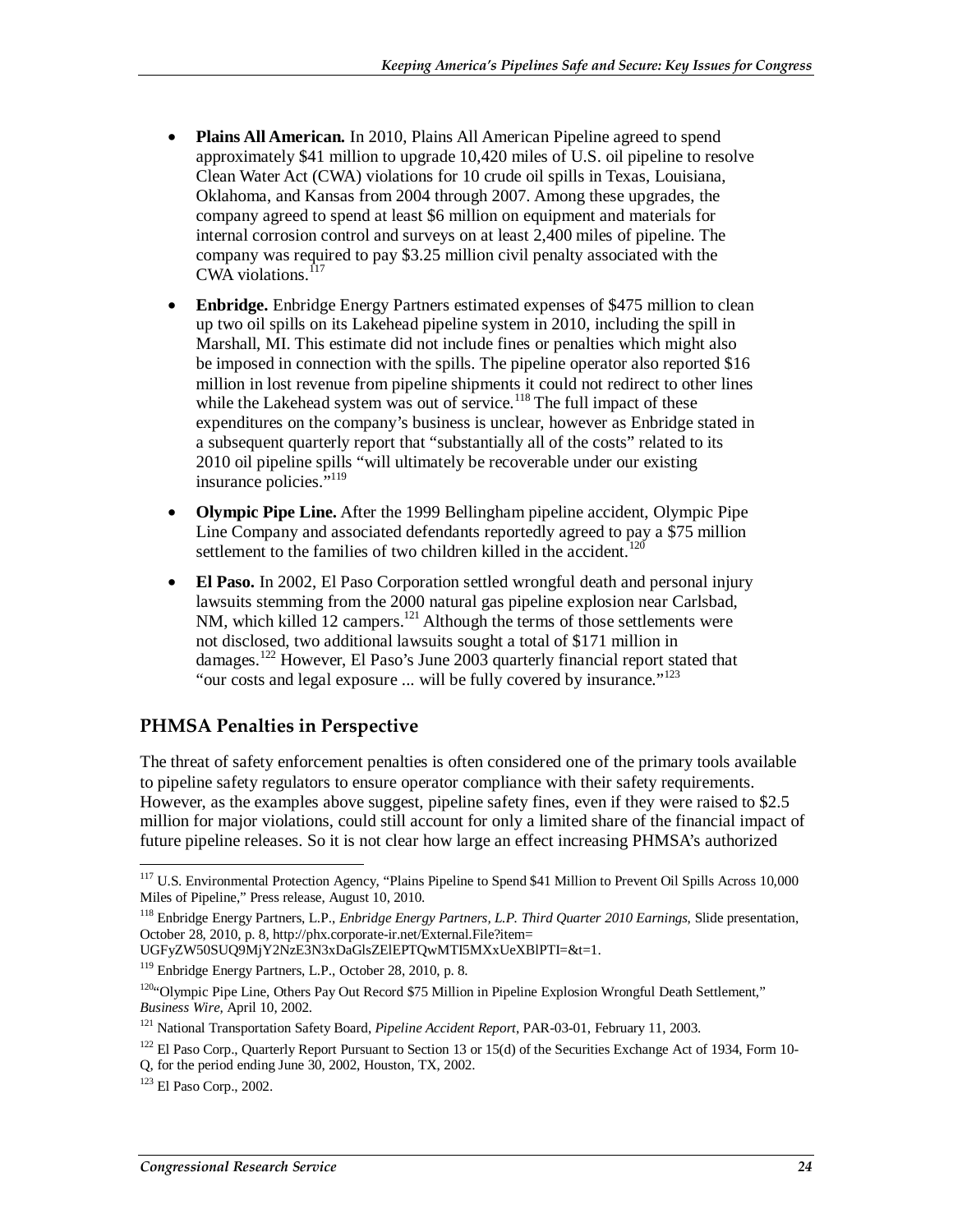- **Plains All American.** In 2010, Plains All American Pipeline agreed to spend approximately $41 million to upgrade 10,420 miles of U.S. oil pipeline to resolve Clean Water Act (CWA) violations for 10 crude oil spills in Texas, Louisiana, Oklahoma, and Kansas from 2004 through 2007. Among these upgrades, the company agreed to spend at least $6 million on equipment and materials for internal corrosion control and surveys on at least 2,400 miles of pipeline. The company was required to pay $3.25 million civil penalty associated with the CWA violations.[117]

- **Enbridge.** Enbridge Energy Partners estimated expenses of $475 million to clean up two oil spills on its Lakehead pipeline system in 2010, including the spill in Marshall, MI. This estimate did not include fines or penalties which might also be imposed in connection with the spills. The pipeline operator also reported $16 million in lost revenue from pipeline shipments it could not redirect to other lines while the Lakehead system was out of service.[118] The full impact of these expenditures on the company's business is unclear, however as Enbridge stated in a subsequent quarterly report that "substantially all of the costs" related to its 2010 oil pipeline spills "will ultimately be recoverable under our existing insurance policies."[119]

- **Olympic Pipe Line.** After the 1999 Bellingham pipeline accident, Olympic Pipe Line Company and associated defendants reportedly agreed to pay a $75 million settlement to the families of two children killed in the accident.[120]

- **El Paso.** In 2002, El Paso Corporation settled wrongful death and personal injury lawsuits stemming from the 2000 natural gas pipeline explosion near Carlsbad, NM, which killed 12 campers.[121] Although the terms of those settlements were not disclosed, two additional lawsuits sought a total of $171 million in damages.[122] However, El Paso's June 2003 quarterly financial report stated that "our costs and legal exposure ... will be fully covered by insurance."[123]

## PHMSA Penalties in Perspective

The threat of safety enforcement penalties is often considered one of the primary tools available to pipeline safety regulators to ensure operator compliance with their safety requirements. However, as the examples above suggest, pipeline safety fines, even if they were raised to $2.5 million for major violations, could still account for only a limited share of the financial impact of future pipeline releases. So it is not clear how large an effect increasing PHMSA's authorized

---

[117] U.S. Environmental Protection Agency, "Plains Pipeline to Spend $41 Million to Prevent Oil Spills Across 10,000 Miles of Pipeline," Press release, August 10, 2010.

[118] Enbridge Energy Partners, L.P., *Enbridge Energy Partners, L.P. Third Quarter 2010 Earnings*, Slide presentation, October 28, 2010, p. 8, http://phx.corporate-ir.net/External.File?item=UGFyZW50SUQ9MjY2NzE3N3xDaGlsZElEPTQwMTI5MXxUeXBlPTI=&t=1.

[119] Enbridge Energy Partners, L.P., October 28, 2010, p. 8.

[120] "Olympic Pipe Line, Others Pay Out Record $75 Million in Pipeline Explosion Wrongful Death Settlement," *Business Wire*, April 10, 2002.

[121] National Transportation Safety Board, *Pipeline Accident Report*, PAR-03-01, February 11, 2003.

[122] El Paso Corp., Quarterly Report Pursuant to Section 13 or 15(d) of the Securities Exchange Act of 1934, Form 10-Q, for the period ending June 30, 2002, Houston, TX, 2002.

[123] El Paso Corp., 2002.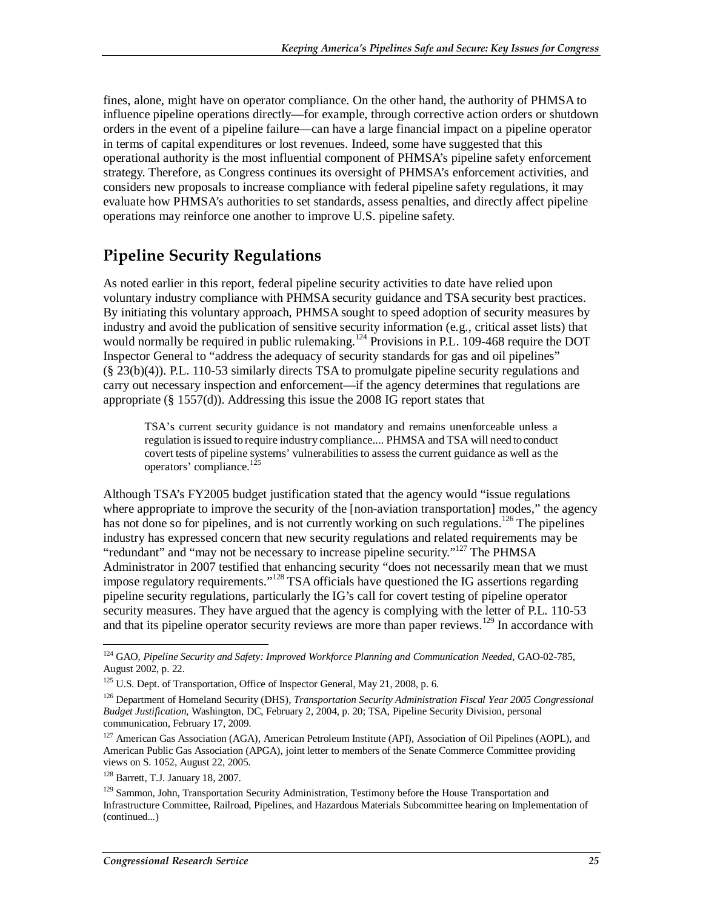fines, alone, might have on operator compliance. On the other hand, the authority of PHMSA to influence pipeline operations directly—for example, through corrective action orders or shutdown orders in the event of a pipeline failure—can have a large financial impact on a pipeline operator in terms of capital expenditures or lost revenues. Indeed, some have suggested that this operational authority is the most influential component of PHMSA's pipeline safety enforcement strategy. Therefore, as Congress continues its oversight of PHMSA's enforcement activities, and considers new proposals to increase compliance with federal pipeline safety regulations, it may evaluate how PHMSA's authorities to set standards, assess penalties, and directly affect pipeline operations may reinforce one another to improve U.S. pipeline safety.

## Pipeline Security Regulations

As noted earlier in this report, federal pipeline security activities to date have relied upon voluntary industry compliance with PHMSA security guidance and TSA security best practices. By initiating this voluntary approach, PHMSA sought to speed adoption of security measures by industry and avoid the publication of sensitive security information (e.g., critical asset lists) that would normally be required in public rulemaking.[124] Provisions in P.L. 109-468 require the DOT Inspector General to "address the adequacy of security standards for gas and oil pipelines" (§ 23(b)(4)). P.L. 110-53 similarly directs TSA to promulgate pipeline security regulations and carry out necessary inspection and enforcement—if the agency determines that regulations are appropriate (§ 1557(d)). Addressing this issue the 2008 IG report states that

> TSA's current security guidance is not mandatory and remains unenforceable unless a regulation is issued to require industry compliance.... PHMSA and TSA will need to conduct covert tests of pipeline systems' vulnerabilities to assess the current guidance as well as the operators' compliance.[125]

Although TSA's FY2005 budget justification stated that the agency would "issue regulations where appropriate to improve the security of the [non-aviation transportation] modes," the agency has not done so for pipelines, and is not currently working on such regulations.[126] The pipelines industry has expressed concern that new security regulations and related requirements may be "redundant" and "may not be necessary to increase pipeline security."[127] The PHMSA Administrator in 2007 testified that enhancing security "does not necessarily mean that we must impose regulatory requirements."[128] TSA officials have questioned the IG assertions regarding pipeline security regulations, particularly the IG's call for covert testing of pipeline operator security measures. They have argued that the agency is complying with the letter of P.L. 110-53 and that its pipeline operator security reviews are more than paper reviews.[129] In accordance with

---

[124] GAO, *Pipeline Security and Safety: Improved Workforce Planning and Communication Needed*, GAO-02-785, August 2002, p. 22.

[125] U.S. Dept. of Transportation, Office of Inspector General, May 21, 2008, p. 6.

[126] Department of Homeland Security (DHS), *Transportation Security Administration Fiscal Year 2005 Congressional Budget Justification*, Washington, DC, February 2, 2004, p. 20; TSA, Pipeline Security Division, personal communication, February 17, 2009.

[127] American Gas Association (AGA), American Petroleum Institute (API), Association of Oil Pipelines (AOPL), and American Public Gas Association (APGA), joint letter to members of the Senate Commerce Committee providing views on S. 1052, August 22, 2005.

[128] Barrett, T.J. January 18, 2007.

[129] Sammon, John, Transportation Security Administration, Testimony before the House Transportation and Infrastructure Committee, Railroad, Pipelines, and Hazardous Materials Subcommittee hearing on Implementation of (continued...)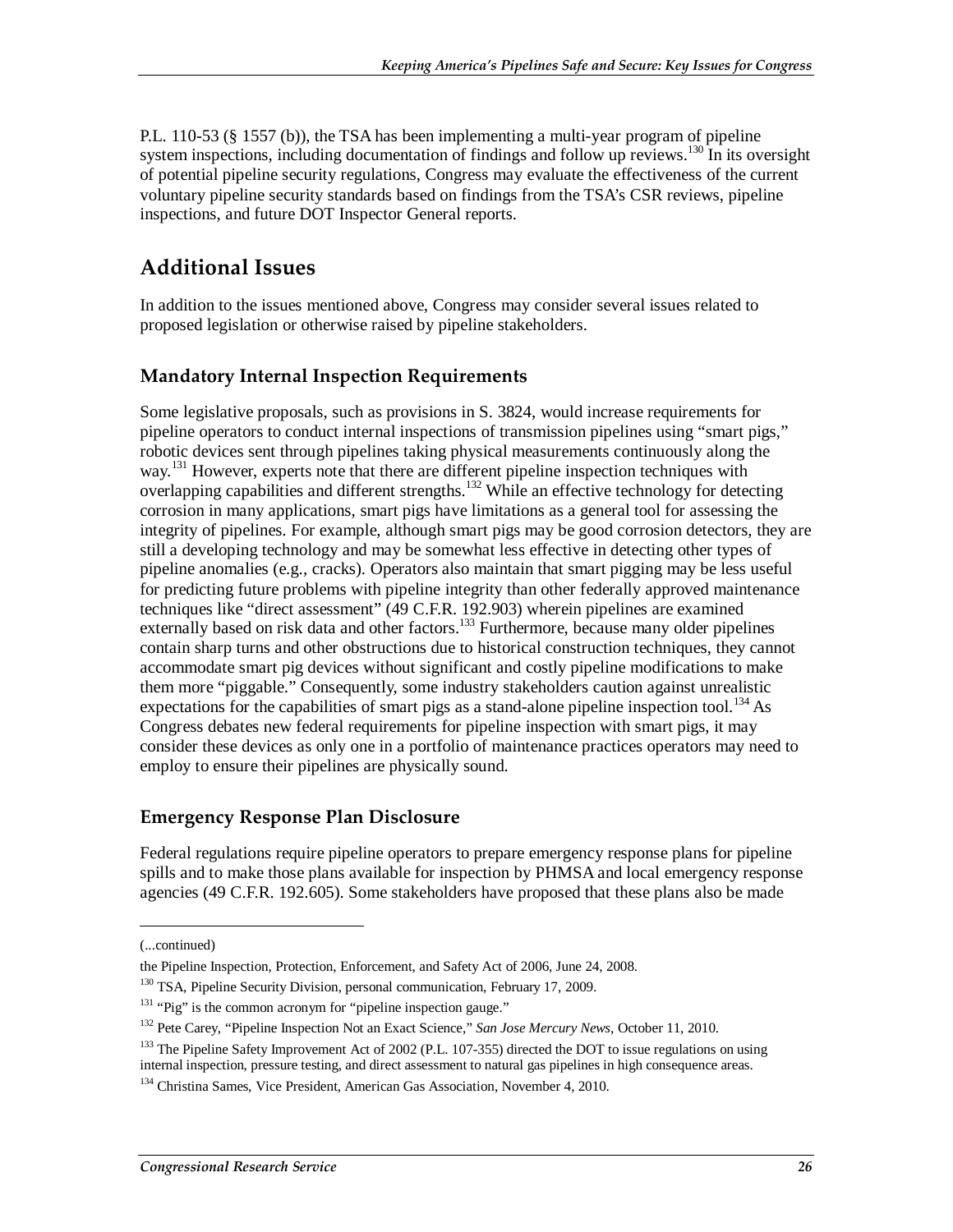P.L. 110-53 (§ 1557 (b)), the TSA has been implementing a multi-year program of pipeline system inspections, including documentation of findings and follow up reviews.[130] In its oversight of potential pipeline security regulations, Congress may evaluate the effectiveness of the current voluntary pipeline security standards based on findings from the TSA's CSR reviews, pipeline inspections, and future DOT Inspector General reports.

## Additional Issues

In addition to the issues mentioned above, Congress may consider several issues related to proposed legislation or otherwise raised by pipeline stakeholders.

### Mandatory Internal Inspection Requirements

Some legislative proposals, such as provisions in S. 3824, would increase requirements for pipeline operators to conduct internal inspections of transmission pipelines using "smart pigs," robotic devices sent through pipelines taking physical measurements continuously along the way.[131] However, experts note that there are different pipeline inspection techniques with overlapping capabilities and different strengths.[132] While an effective technology for detecting corrosion in many applications, smart pigs have limitations as a general tool for assessing the integrity of pipelines. For example, although smart pigs may be good corrosion detectors, they are still a developing technology and may be somewhat less effective in detecting other types of pipeline anomalies (e.g., cracks). Operators also maintain that smart pigging may be less useful for predicting future problems with pipeline integrity than other federally approved maintenance techniques like "direct assessment" (49 C.F.R. 192.903) wherein pipelines are examined externally based on risk data and other factors.[133] Furthermore, because many older pipelines contain sharp turns and other obstructions due to historical construction techniques, they cannot accommodate smart pig devices without significant and costly pipeline modifications to make them more "piggable." Consequently, some industry stakeholders caution against unrealistic expectations for the capabilities of smart pigs as a stand-alone pipeline inspection tool.[134] As Congress debates new federal requirements for pipeline inspection with smart pigs, it may consider these devices as only one in a portfolio of maintenance practices operators may need to employ to ensure their pipelines are physically sound.

### Emergency Response Plan Disclosure

Federal regulations require pipeline operators to prepare emergency response plans for pipeline spills and to make those plans available for inspection by PHMSA and local emergency response agencies (49 C.F.R. 192.605). Some stakeholders have proposed that these plans also be made

---

(...continued)

the Pipeline Inspection, Protection, Enforcement, and Safety Act of 2006, June 24, 2008.

[130] TSA, Pipeline Security Division, personal communication, February 17, 2009.

[131] "Pig" is the common acronym for "pipeline inspection gauge."

[132] Pete Carey, "Pipeline Inspection Not an Exact Science," *San Jose Mercury News*, October 11, 2010.

[133] The Pipeline Safety Improvement Act of 2002 (P.L. 107-355) directed the DOT to issue regulations on using internal inspection, pressure testing, and direct assessment to natural gas pipelines in high consequence areas.

[134] Christina Sames, Vice President, American Gas Association, November 4, 2010.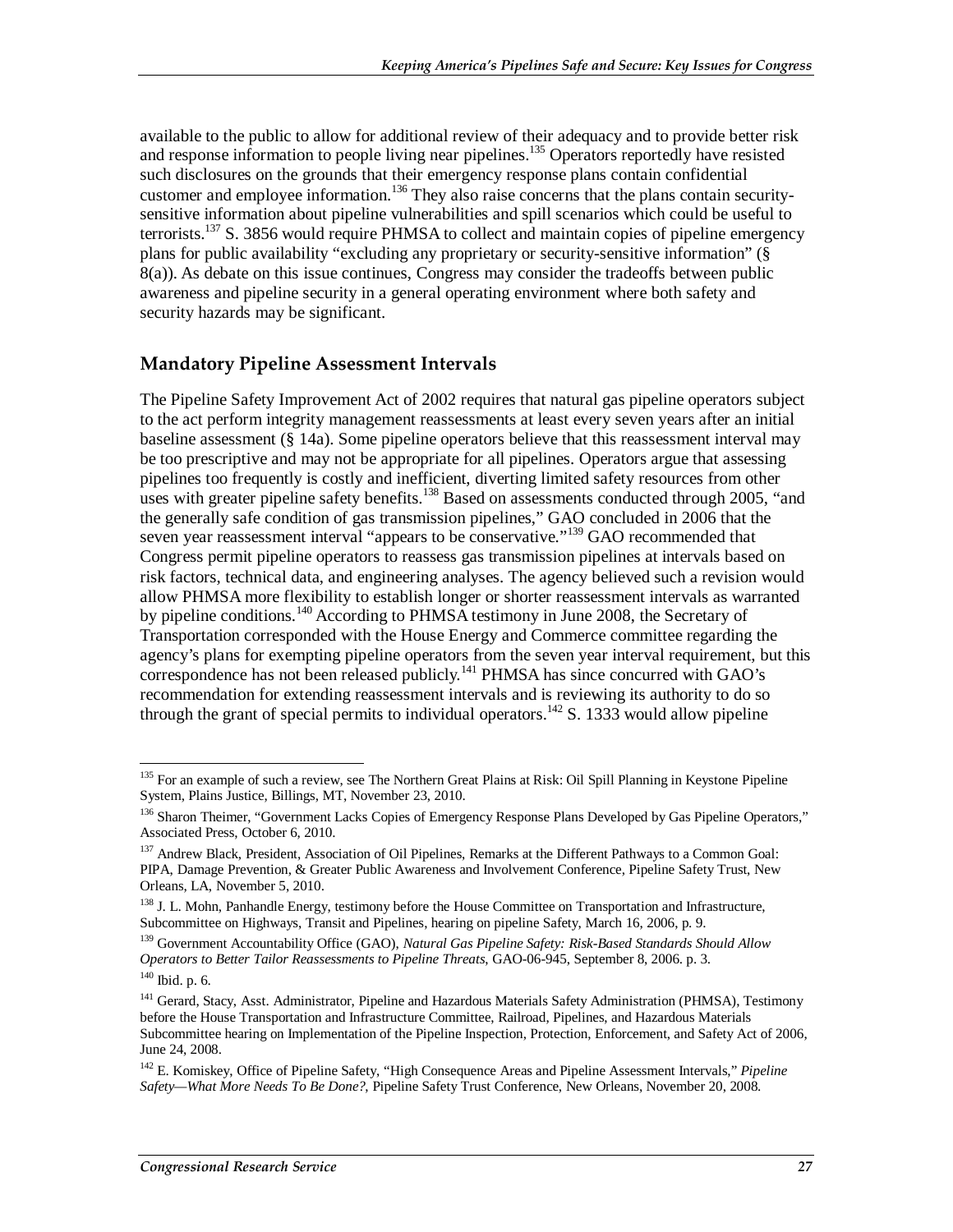available to the public to allow for additional review of their adequacy and to provide better risk and response information to people living near pipelines.[135] Operators reportedly have resisted such disclosures on the grounds that their emergency response plans contain confidential customer and employee information.[136] They also raise concerns that the plans contain security-sensitive information about pipeline vulnerabilities and spill scenarios which could be useful to terrorists.[137] S. 3856 would require PHMSA to collect and maintain copies of pipeline emergency plans for public availability "excluding any proprietary or security-sensitive information" (§ 8(a)). As debate on this issue continues, Congress may consider the tradeoffs between public awareness and pipeline security in a general operating environment where both safety and security hazards may be significant.

## Mandatory Pipeline Assessment Intervals

The Pipeline Safety Improvement Act of 2002 requires that natural gas pipeline operators subject to the act perform integrity management reassessments at least every seven years after an initial baseline assessment (§ 14a). Some pipeline operators believe that this reassessment interval may be too prescriptive and may not be appropriate for all pipelines. Operators argue that assessing pipelines too frequently is costly and inefficient, diverting limited safety resources from other uses with greater pipeline safety benefits.[138] Based on assessments conducted through 2005, "and the generally safe condition of gas transmission pipelines," GAO concluded in 2006 that the seven year reassessment interval "appears to be conservative."[139] GAO recommended that Congress permit pipeline operators to reassess gas transmission pipelines at intervals based on risk factors, technical data, and engineering analyses. The agency believed such a revision would allow PHMSA more flexibility to establish longer or shorter reassessment intervals as warranted by pipeline conditions.[140] According to PHMSA testimony in June 2008, the Secretary of Transportation corresponded with the House Energy and Commerce committee regarding the agency's plans for exempting pipeline operators from the seven year interval requirement, but this correspondence has not been released publicly.[141] PHMSA has since concurred with GAO's recommendation for extending reassessment intervals and is reviewing its authority to do so through the grant of special permits to individual operators.[142] S. 1333 would allow pipeline

---

[135] For an example of such a review, see The Northern Great Plains at Risk: Oil Spill Planning in Keystone Pipeline System, Plains Justice, Billings, MT, November 23, 2010.

[136] Sharon Theimer, "Government Lacks Copies of Emergency Response Plans Developed by Gas Pipeline Operators," Associated Press, October 6, 2010.

[137] Andrew Black, President, Association of Oil Pipelines, Remarks at the Different Pathways to a Common Goal: PIPA, Damage Prevention, & Greater Public Awareness and Involvement Conference, Pipeline Safety Trust, New Orleans, LA, November 5, 2010.

[138] J. L. Mohn, Panhandle Energy, testimony before the House Committee on Transportation and Infrastructure, Subcommittee on Highways, Transit and Pipelines, hearing on pipeline Safety, March 16, 2006, p. 9.

[139] Government Accountability Office (GAO), *Natural Gas Pipeline Safety: Risk-Based Standards Should Allow Operators to Better Tailor Reassessments to Pipeline Threats*, GAO-06-945, September 8, 2006. p. 3.

[140] Ibid. p. 6.

[141] Gerard, Stacy, Asst. Administrator, Pipeline and Hazardous Materials Safety Administration (PHMSA), Testimony before the House Transportation and Infrastructure Committee, Railroad, Pipelines, and Hazardous Materials Subcommittee hearing on Implementation of the Pipeline Inspection, Protection, Enforcement, and Safety Act of 2006, June 24, 2008.

[142] E. Komiskey, Office of Pipeline Safety, "High Consequence Areas and Pipeline Assessment Intervals," *Pipeline Safety—What More Needs To Be Done?*, Pipeline Safety Trust Conference, New Orleans, November 20, 2008.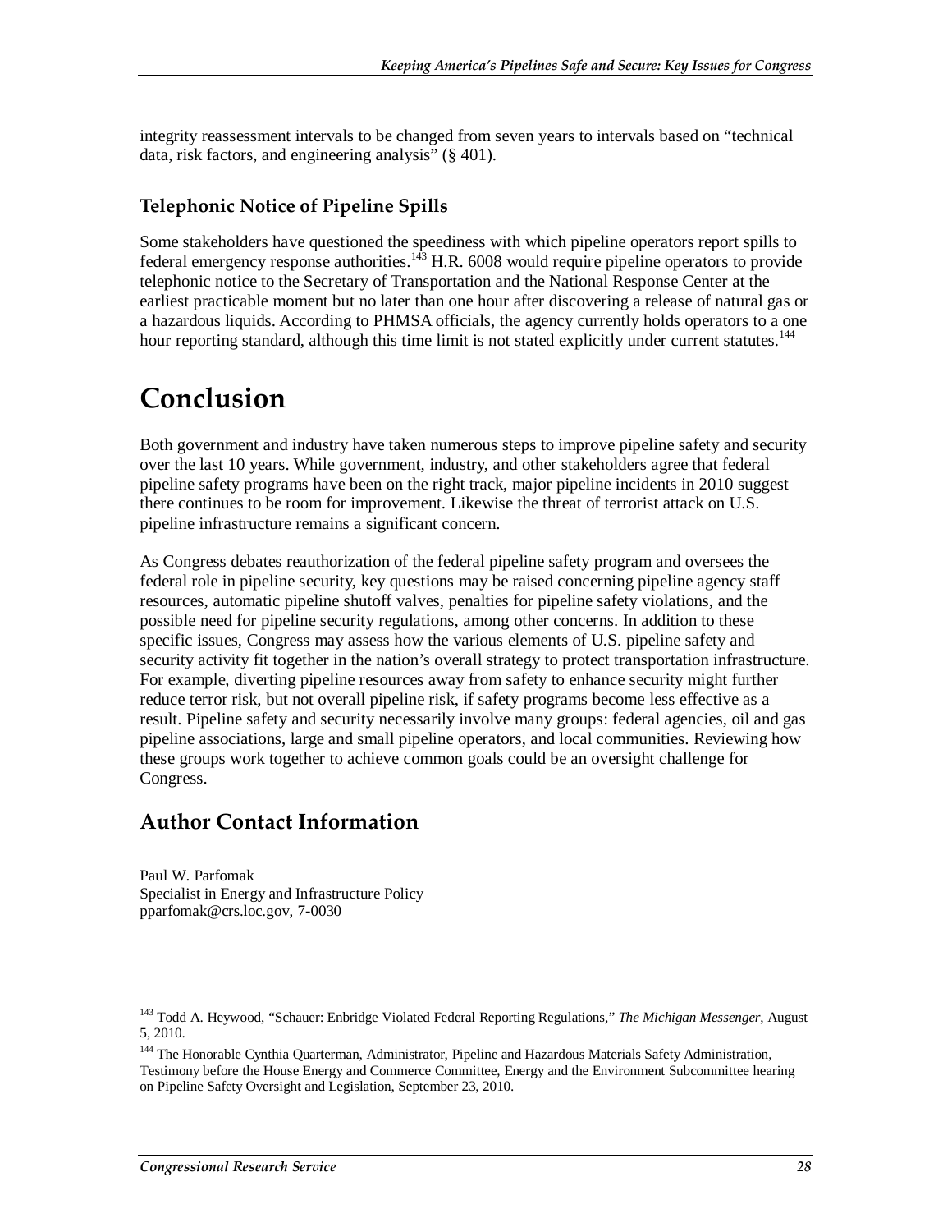integrity reassessment intervals to be changed from seven years to intervals based on "technical data, risk factors, and engineering analysis" (§ 401).

### Telephonic Notice of Pipeline Spills

Some stakeholders have questioned the speediness with which pipeline operators report spills to federal emergency response authorities.[143] H.R. 6008 would require pipeline operators to provide telephonic notice to the Secretary of Transportation and the National Response Center at the earliest practicable moment but no later than one hour after discovering a release of natural gas or a hazardous liquids. According to PHMSA officials, the agency currently holds operators to a one hour reporting standard, although this time limit is not stated explicitly under current statutes.[144]

# Conclusion

Both government and industry have taken numerous steps to improve pipeline safety and security over the last 10 years. While government, industry, and other stakeholders agree that federal pipeline safety programs have been on the right track, major pipeline incidents in 2010 suggest there continues to be room for improvement. Likewise the threat of terrorist attack on U.S. pipeline infrastructure remains a significant concern.

As Congress debates reauthorization of the federal pipeline safety program and oversees the federal role in pipeline security, key questions may be raised concerning pipeline agency staff resources, automatic pipeline shutoff valves, penalties for pipeline safety violations, and the possible need for pipeline security regulations, among other concerns. In addition to these specific issues, Congress may assess how the various elements of U.S. pipeline safety and security activity fit together in the nation's overall strategy to protect transportation infrastructure. For example, diverting pipeline resources away from safety to enhance security might further reduce terror risk, but not overall pipeline risk, if safety programs become less effective as a result. Pipeline safety and security necessarily involve many groups: federal agencies, oil and gas pipeline associations, large and small pipeline operators, and local communities. Reviewing how these groups work together to achieve common goals could be an oversight challenge for Congress.

## Author Contact Information

Paul W. Parfomak
Specialist in Energy and Infrastructure Policy
pparfomak@crs.loc.gov, 7-0030

---

[143] Todd A. Heywood, "Schauer: Enbridge Violated Federal Reporting Regulations," *The Michigan Messenger*, August 5, 2010.

[144] The Honorable Cynthia Quarterman, Administrator, Pipeline and Hazardous Materials Safety Administration, Testimony before the House Energy and Commerce Committee, Energy and the Environment Subcommittee hearing on Pipeline Safety Oversight and Legislation, September 23, 2010.